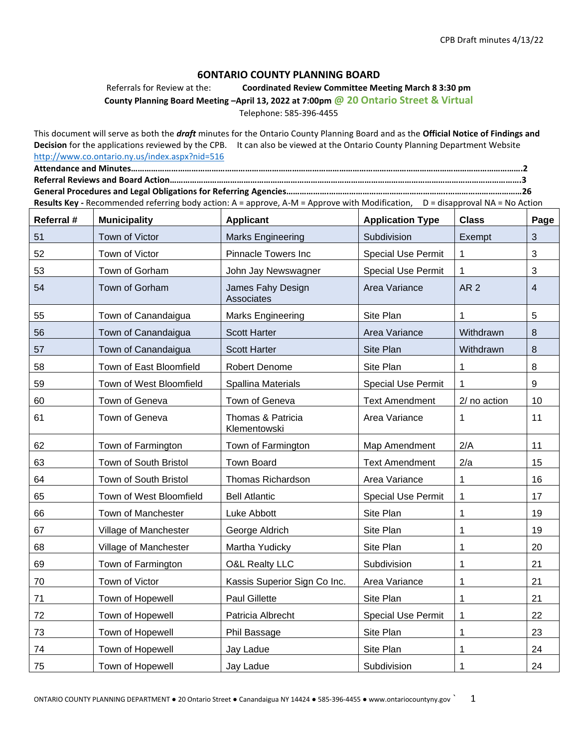CPB Draft minutes 4/13/22

# 6ONTARIO COUNTY PLANNING BOARD

Referrals for Review at the: **Coordinated Review Committee Meeting March 8 3:30 pm**

**County Planning Board Meeting –April 13, 2022 at 7:00pm @ 20 Ontario Street & Virtual**

Telephone: 585-396-4455

This document will serve as both the ***draft*** minutes for the Ontario County Planning Board and as the **Official Notice of Findings and Decision** for the applications reviewed by the CPB. It can also be viewed at the Ontario County Planning Department Website http://www.co.ontario.ny.us/index.aspx?nid=516

**Attendance and Minutes……………………………………………………………………………………………………………………………………….2**

**Referral Reviews and Board Action…………………………………………………………………………………………………………………………3**

**General Procedures and Legal Obligations for Referring Agencies……………………………………………………………………………26**

**Results Key -** Recommended referring body action: A = approve, A-M = Approve with Modification, D = disapproval NA = No Action

| Referral # | Municipality | Applicant | Application Type | Class | Page |
|---|---|---|---|---|---|
| 51 | Town of Victor | Marks Engineering | Subdivision | Exempt | 3 |
| 52 | Town of Victor | Pinnacle Towers Inc | Special Use Permit | 1 | 3 |
| 53 | Town of Gorham | John Jay Newswagner | Special Use Permit | 1 | 3 |
| 54 | Town of Gorham | James Fahy Design Associates | Area Variance | AR 2 | 4 |
| 55 | Town of Canandaigua | Marks Engineering | Site Plan | 1 | 5 |
| 56 | Town of Canandaigua | Scott Harter | Area Variance | Withdrawn | 8 |
| 57 | Town of Canandaigua | Scott Harter | Site Plan | Withdrawn | 8 |
| 58 | Town of East Bloomfield | Robert Denome | Site Plan | 1 | 8 |
| 59 | Town of West Bloomfield | Spallina Materials | Special Use Permit | 1 | 9 |
| 60 | Town of Geneva | Town of Geneva | Text Amendment | 2/ no action | 10 |
| 61 | Town of Geneva | Thomas & Patricia Klementowski | Area Variance | 1 | 11 |
| 62 | Town of Farmington | Town of Farmington | Map Amendment | 2/A | 11 |
| 63 | Town of South Bristol | Town Board | Text Amendment | 2/a | 15 |
| 64 | Town of South Bristol | Thomas Richardson | Area Variance | 1 | 16 |
| 65 | Town of West Bloomfield | Bell Atlantic | Special Use Permit | 1 | 17 |
| 66 | Town of Manchester | Luke Abbott | Site Plan | 1 | 19 |
| 67 | Village of Manchester | George Aldrich | Site Plan | 1 | 19 |
| 68 | Village of Manchester | Martha Yudicky | Site Plan | 1 | 20 |
| 69 | Town of Farmington | O&L Realty LLC | Subdivision | 1 | 21 |
| 70 | Town of Victor | Kassis Superior Sign Co Inc. | Area Variance | 1 | 21 |
| 71 | Town of Hopewell | Paul Gillette | Site Plan | 1 | 21 |
| 72 | Town of Hopewell | Patricia Albrecht | Special Use Permit | 1 | 22 |
| 73 | Town of Hopewell | Phil Bassage | Site Plan | 1 | 23 |
| 74 | Town of Hopewell | Jay Ladue | Site Plan | 1 | 24 |
| 75 | Town of Hopewell | Jay Ladue | Subdivision | 1 | 24 |

ONTARIO COUNTY PLANNING DEPARTMENT ● 20 Ontario Street ● Canandaigua NY 14424 ● 585-396-4455 ● www.ontariocountyny.gov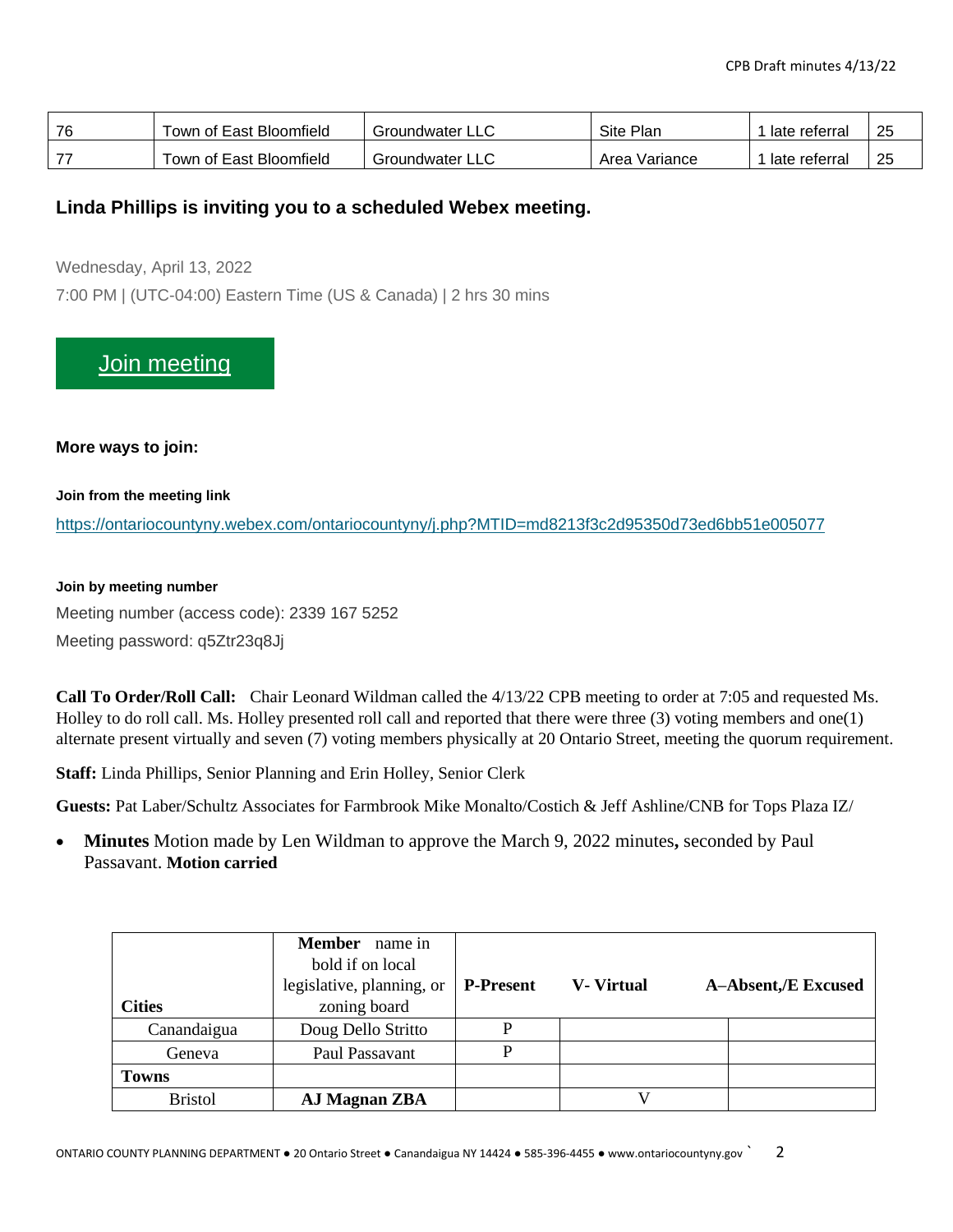| 76 | Town of East Bloomfield | Groundwater LLC | Site Plan | 1 late referral | 25 |
|---|---|---|---|---|---|
| 77 | Town of East Bloomfield | Groundwater LLC | Area Variance | 1 late referral | 25 |

### Linda Phillips is inviting you to a scheduled Webex meeting.

Wednesday, April 13, 2022

7:00 PM | (UTC-04:00) Eastern Time (US & Canada) | 2 hrs 30 mins

Join meeting

**More ways to join:**

**Join from the meeting link**

https://ontariocountyny.webex.com/ontariocountyny/j.php?MTID=md8213f3c2d95350d73ed6bb51e005077

**Join by meeting number**

Meeting number (access code): 2339 167 5252

Meeting password: q5Ztr23q8Jj

**Call To Order/Roll Call:** Chair Leonard Wildman called the 4/13/22 CPB meeting to order at 7:05 and requested Ms. Holley to do roll call. Ms. Holley presented roll call and reported that there were three (3) voting members and one(1) alternate present virtually and seven (7) voting members physically at 20 Ontario Street, meeting the quorum requirement.

**Staff:** Linda Phillips, Senior Planning and Erin Holley, Senior Clerk

**Guests:** Pat Laber/Schultz Associates for Farmbrook Mike Monalto/Costich & Jeff Ashline/CNB for Tops Plaza IZ/

- **Minutes** Motion made by Len Wildman to approve the March 9, 2022 minutes**,** seconded by Paul Passavant. **Motion carried**

| Cities | **Member** name in bold if on local legislative, planning, or zoning board | P-Present | V- Virtual | A–Absent,/E Excused |
|---|---|---|---|---|
| Canandaigua | Doug Dello Stritto | P | | |
| Geneva | Paul Passavant | P | | |
| **Towns** | | | | |
| Bristol | **AJ Magnan ZBA** | | V | |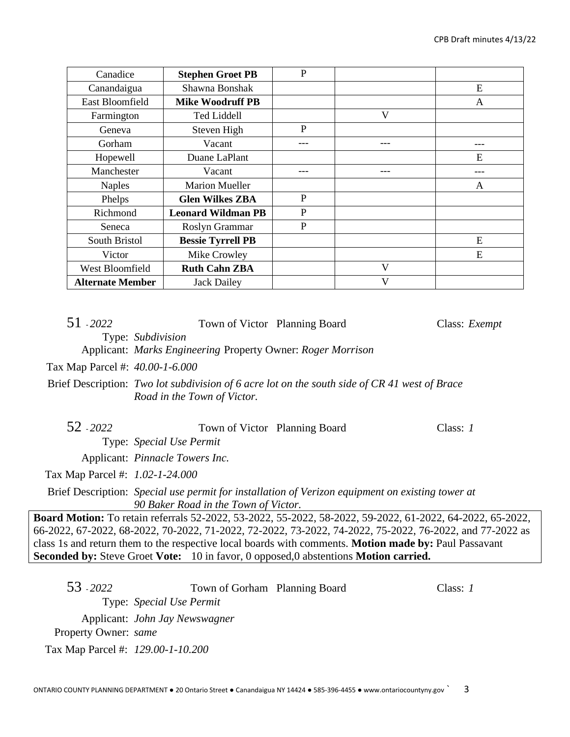| Canadice | **Stephen Groet PB** | P | | |
|---|---|---|---|---|
| Canandaigua | Shawna Bonshak | | | E |
| East Bloomfield | **Mike Woodruff PB** | | | A |
| Farmington | Ted Liddell | | V | |
| Geneva | Steven High | P | | |
| Gorham | Vacant | --- | --- | --- |
| Hopewell | Duane LaPlant | | | E |
| Manchester | Vacant | --- | --- | --- |
| Naples | Marion Mueller | | | A |
| Phelps | **Glen Wilkes ZBA** | P | | |
| Richmond | **Leonard Wildman PB** | P | | |
| Seneca | Roslyn Grammar | P | | |
| South Bristol | **Bessie Tyrrell PB** | | | E |
| Victor | Mike Crowley | | | E |
| West Bloomfield | **Ruth Cahn ZBA** | | V | |
| **Alternate Member** | Jack Dailey | | V | |

51 - *2022* Town of Victor Planning Board Class: *Exempt*

Type: *Subdivision*

Applicant: *Marks Engineering* Property Owner: *Roger Morrison*

Tax Map Parcel #: *40.00-1-6.000*

Brief Description: *Two lot subdivision of 6 acre lot on the south side of CR 41 west of Brace Road in the Town of Victor.*

52 - *2022* Town of Victor Planning Board Class: *1*

Type: *Special Use Permit*

Applicant: *Pinnacle Towers Inc.*

Tax Map Parcel #: *1.02-1-24.000*

Brief Description: *Special use permit for installation of Verizon equipment on existing tower at 90 Baker Road in the Town of Victor.*

**Board Motion:** To retain referrals 52-2022, 53-2022, 55-2022, 58-2022, 59-2022, 61-2022, 64-2022, 65-2022, 66-2022, 67-2022, 68-2022, 70-2022, 71-2022, 72-2022, 73-2022, 74-2022, 75-2022, 76-2022, and 77-2022 as class 1s and return them to the respective local boards with comments. **Motion made by:** Paul Passavant **Seconded by:** Steve Groet **Vote:** 10 in favor, 0 opposed,0 abstentions **Motion carried.**

53 - *2022* Town of Gorham Planning Board Class: *1*

Type: *Special Use Permit*

Applicant: *John Jay Newswagner*

Property Owner: *same*

Tax Map Parcel #: *129.00-1-10.200*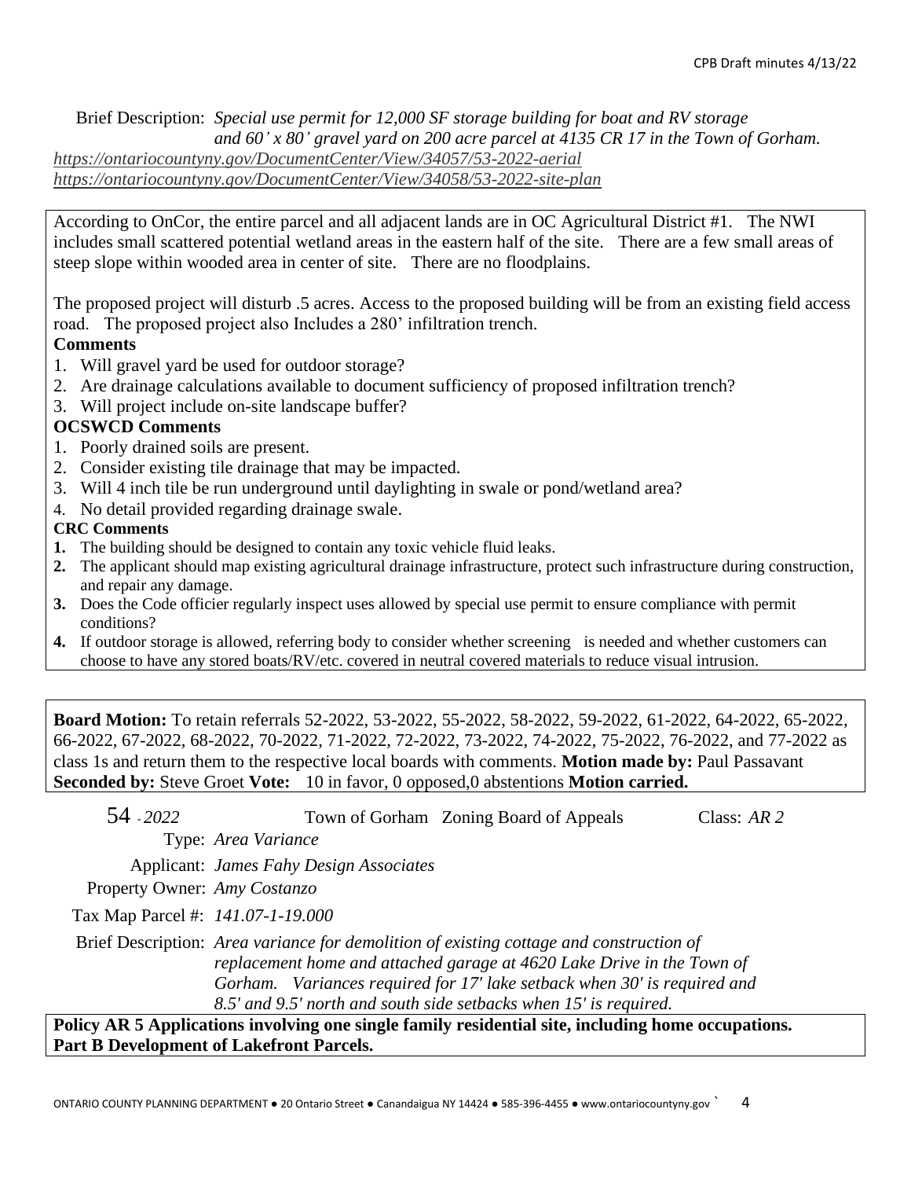Brief Description: *Special use permit for 12,000 SF storage building for boat and RV storage and 60' x 80' gravel yard on 200 acre parcel at 4135 CR 17 in the Town of Gorham.*

*https://ontariocountyny.gov/DocumentCenter/View/34057/53-2022-aerial*
*https://ontariocountyny.gov/DocumentCenter/View/34058/53-2022-site-plan*

According to OnCor, the entire parcel and all adjacent lands are in OC Agricultural District #1. The NWI includes small scattered potential wetland areas in the eastern half of the site. There are a few small areas of steep slope within wooded area in center of site. There are no floodplains.

The proposed project will disturb .5 acres. Access to the proposed building will be from an existing field access road. The proposed project also Includes a 280' infiltration trench.

**Comments**

1. Will gravel yard be used for outdoor storage?
2. Are drainage calculations available to document sufficiency of proposed infiltration trench?
3. Will project include on-site landscape buffer?

**OCSWCD Comments**

1. Poorly drained soils are present.
2. Consider existing tile drainage that may be impacted.
3. Will 4 inch tile be run underground until daylighting in swale or pond/wetland area?
4. No detail provided regarding drainage swale.

**CRC Comments**

1. The building should be designed to contain any toxic vehicle fluid leaks.
2. The applicant should map existing agricultural drainage infrastructure, protect such infrastructure during construction, and repair any damage.
3. Does the Code officier regularly inspect uses allowed by special use permit to ensure compliance with permit conditions?
4. If outdoor storage is allowed, referring body to consider whether screening is needed and whether customers can choose to have any stored boats/RV/etc. covered in neutral covered materials to reduce visual intrusion.

**Board Motion:** To retain referrals 52-2022, 53-2022, 55-2022, 58-2022, 59-2022, 61-2022, 64-2022, 65-2022, 66-2022, 67-2022, 68-2022, 70-2022, 71-2022, 72-2022, 73-2022, 74-2022, 75-2022, 76-2022, and 77-2022 as class 1s and return them to the respective local boards with comments. **Motion made by:** Paul Passavant **Seconded by:** Steve Groet **Vote:** 10 in favor, 0 opposed,0 abstentions **Motion carried.**

54 - *2022* Town of Gorham Zoning Board of Appeals Class: *AR 2*

Type: *Area Variance*

Applicant: *James Fahy Design Associates*

Property Owner: *Amy Costanzo*

Tax Map Parcel #: *141.07-1-19.000*

Brief Description: *Area variance for demolition of existing cottage and construction of replacement home and attached garage at 4620 Lake Drive in the Town of Gorham. Variances required for 17' lake setback when 30' is required and 8.5' and 9.5' north and south side setbacks when 15' is required.*

**Policy AR 5 Applications involving one single family residential site, including home occupations. Part B Development of Lakefront Parcels.**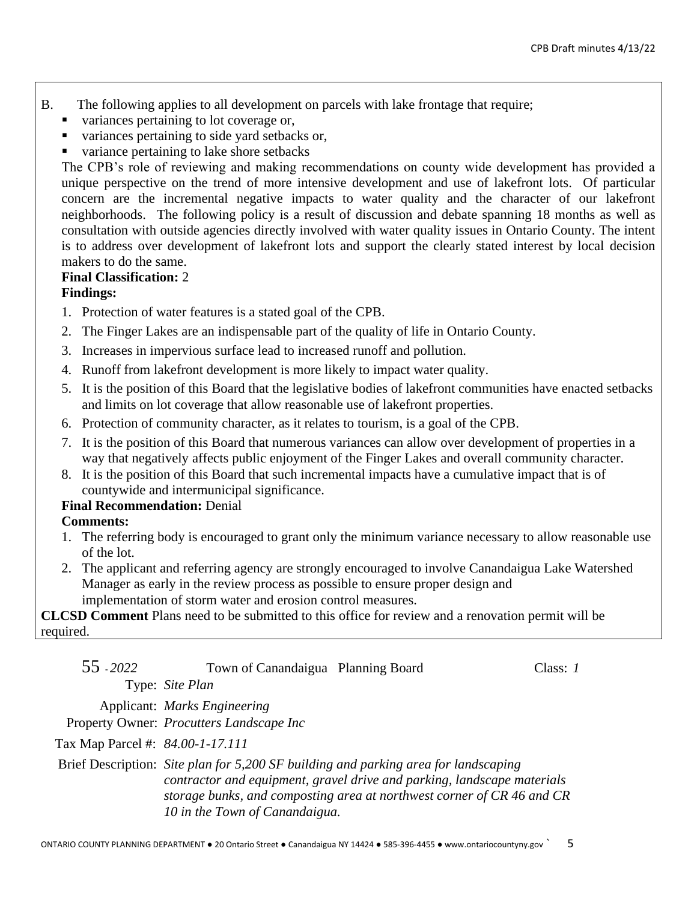B. The following applies to all development on parcels with lake frontage that require;

- variances pertaining to lot coverage or,
- variances pertaining to side yard setbacks or,
- variance pertaining to lake shore setbacks

The CPB's role of reviewing and making recommendations on county wide development has provided a unique perspective on the trend of more intensive development and use of lakefront lots. Of particular concern are the incremental negative impacts to water quality and the character of our lakefront neighborhoods. The following policy is a result of discussion and debate spanning 18 months as well as consultation with outside agencies directly involved with water quality issues in Ontario County. The intent is to address over development of lakefront lots and support the clearly stated interest by local decision makers to do the same.

**Final Classification:** 2

**Findings:**

1. Protection of water features is a stated goal of the CPB.
2. The Finger Lakes are an indispensable part of the quality of life in Ontario County.
3. Increases in impervious surface lead to increased runoff and pollution.
4. Runoff from lakefront development is more likely to impact water quality.
5. It is the position of this Board that the legislative bodies of lakefront communities have enacted setbacks and limits on lot coverage that allow reasonable use of lakefront properties.
6. Protection of community character, as it relates to tourism, is a goal of the CPB.
7. It is the position of this Board that numerous variances can allow over development of properties in a way that negatively affects public enjoyment of the Finger Lakes and overall community character.
8. It is the position of this Board that such incremental impacts have a cumulative impact that is of countywide and intermunicipal significance.

**Final Recommendation:** Denial

**Comments:**

1. The referring body is encouraged to grant only the minimum variance necessary to allow reasonable use of the lot.
2. The applicant and referring agency are strongly encouraged to involve Canandaigua Lake Watershed Manager as early in the review process as possible to ensure proper design and implementation of storm water and erosion control measures.

**CLCSD Comment** Plans need to be submitted to this office for review and a renovation permit will be required.

55 - *2022* Town of Canandaigua Planning Board Class: *1*

Type: *Site Plan*

Applicant: *Marks Engineering*

Property Owner: *Procutters Landscape Inc*

Tax Map Parcel #: *84.00-1-17.111*

Brief Description: *Site plan for 5,200 SF building and parking area for landscaping contractor and equipment, gravel drive and parking, landscape materials storage bunks, and composting area at northwest corner of CR 46 and CR 10 in the Town of Canandaigua.*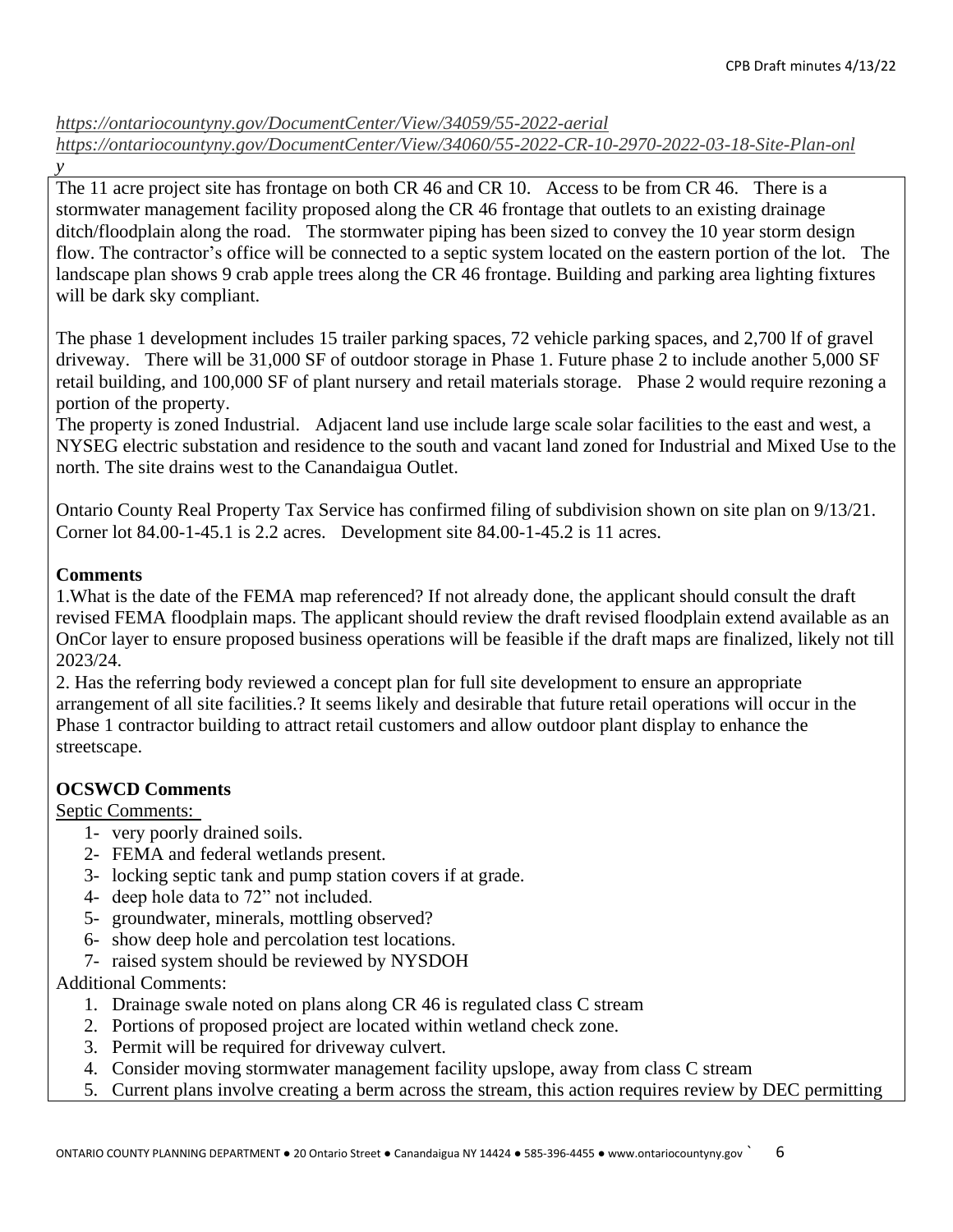*https://ontariocountyny.gov/DocumentCenter/View/34059/55-2022-aerial*
*https://ontariocountyny.gov/DocumentCenter/View/34060/55-2022-CR-10-2970-2022-03-18-Site-Plan-only*

The 11 acre project site has frontage on both CR 46 and CR 10. Access to be from CR 46. There is a stormwater management facility proposed along the CR 46 frontage that outlets to an existing drainage ditch/floodplain along the road. The stormwater piping has been sized to convey the 10 year storm design flow. The contractor's office will be connected to a septic system located on the eastern portion of the lot. The landscape plan shows 9 crab apple trees along the CR 46 frontage. Building and parking area lighting fixtures will be dark sky compliant.

The phase 1 development includes 15 trailer parking spaces, 72 vehicle parking spaces, and 2,700 lf of gravel driveway. There will be 31,000 SF of outdoor storage in Phase 1. Future phase 2 to include another 5,000 SF retail building, and 100,000 SF of plant nursery and retail materials storage. Phase 2 would require rezoning a portion of the property.

The property is zoned Industrial. Adjacent land use include large scale solar facilities to the east and west, a NYSEG electric substation and residence to the south and vacant land zoned for Industrial and Mixed Use to the north. The site drains west to the Canandaigua Outlet.

Ontario County Real Property Tax Service has confirmed filing of subdivision shown on site plan on 9/13/21. Corner lot 84.00-1-45.1 is 2.2 acres. Development site 84.00-1-45.2 is 11 acres.

**Comments**

1.What is the date of the FEMA map referenced? If not already done, the applicant should consult the draft revised FEMA floodplain maps. The applicant should review the draft revised floodplain extend available as an OnCor layer to ensure proposed business operations will be feasible if the draft maps are finalized, likely not till 2023/24.

2. Has the referring body reviewed a concept plan for full site development to ensure an appropriate arrangement of all site facilities.? It seems likely and desirable that future retail operations will occur in the Phase 1 contractor building to attract retail customers and allow outdoor plant display to enhance the streetscape.

**OCSWCD Comments**

Septic Comments:

1- very poorly drained soils.
2- FEMA and federal wetlands present.
3- locking septic tank and pump station covers if at grade.
4- deep hole data to 72" not included.
5- groundwater, minerals, mottling observed?
6- show deep hole and percolation test locations.
7- raised system should be reviewed by NYSDOH

Additional Comments:

1. Drainage swale noted on plans along CR 46 is regulated class C stream
2. Portions of proposed project are located within wetland check zone.
3. Permit will be required for driveway culvert.
4. Consider moving stormwater management facility upslope, away from class C stream
5. Current plans involve creating a berm across the stream, this action requires review by DEC permitting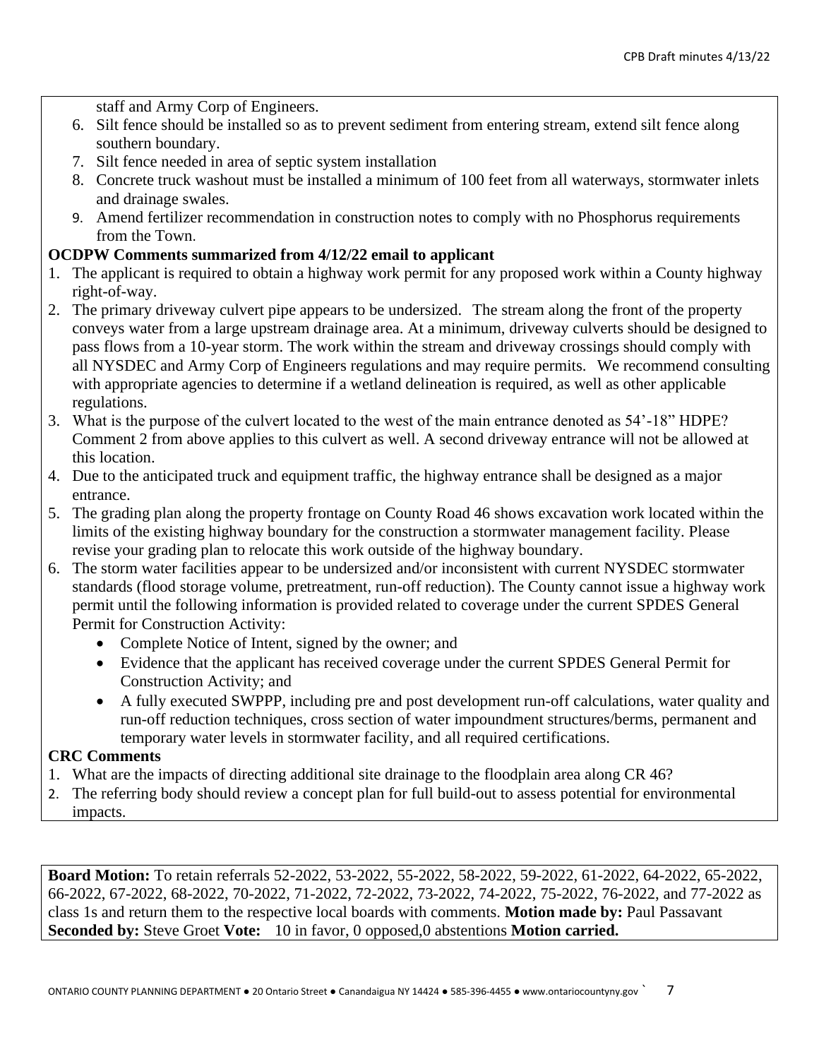staff and Army Corp of Engineers.

6. Silt fence should be installed so as to prevent sediment from entering stream, extend silt fence along southern boundary.
7. Silt fence needed in area of septic system installation
8. Concrete truck washout must be installed a minimum of 100 feet from all waterways, stormwater inlets and drainage swales.
9. Amend fertilizer recommendation in construction notes to comply with no Phosphorus requirements from the Town.

**OCDPW Comments summarized from 4/12/22 email to applicant**

1. The applicant is required to obtain a highway work permit for any proposed work within a County highway right-of-way.
2. The primary driveway culvert pipe appears to be undersized. The stream along the front of the property conveys water from a large upstream drainage area. At a minimum, driveway culverts should be designed to pass flows from a 10-year storm. The work within the stream and driveway crossings should comply with all NYSDEC and Army Corp of Engineers regulations and may require permits. We recommend consulting with appropriate agencies to determine if a wetland delineation is required, as well as other applicable regulations.
3. What is the purpose of the culvert located to the west of the main entrance denoted as 54'-18" HDPE? Comment 2 from above applies to this culvert as well. A second driveway entrance will not be allowed at this location.
4. Due to the anticipated truck and equipment traffic, the highway entrance shall be designed as a major entrance.
5. The grading plan along the property frontage on County Road 46 shows excavation work located within the limits of the existing highway boundary for the construction a stormwater management facility. Please revise your grading plan to relocate this work outside of the highway boundary.
6. The storm water facilities appear to be undersized and/or inconsistent with current NYSDEC stormwater standards (flood storage volume, pretreatment, run-off reduction). The County cannot issue a highway work permit until the following information is provided related to coverage under the current SPDES General Permit for Construction Activity:
   - Complete Notice of Intent, signed by the owner; and
   - Evidence that the applicant has received coverage under the current SPDES General Permit for Construction Activity; and
   - A fully executed SWPPP, including pre and post development run-off calculations, water quality and run-off reduction techniques, cross section of water impoundment structures/berms, permanent and temporary water levels in stormwater facility, and all required certifications.

**CRC Comments**

1. What are the impacts of directing additional site drainage to the floodplain area along CR 46?
2. The referring body should review a concept plan for full build-out to assess potential for environmental impacts.

**Board Motion:** To retain referrals 52-2022, 53-2022, 55-2022, 58-2022, 59-2022, 61-2022, 64-2022, 65-2022, 66-2022, 67-2022, 68-2022, 70-2022, 71-2022, 72-2022, 73-2022, 74-2022, 75-2022, 76-2022, and 77-2022 as class 1s and return them to the respective local boards with comments. **Motion made by:** Paul Passavant **Seconded by:** Steve Groet **Vote:** 10 in favor, 0 opposed,0 abstentions **Motion carried.**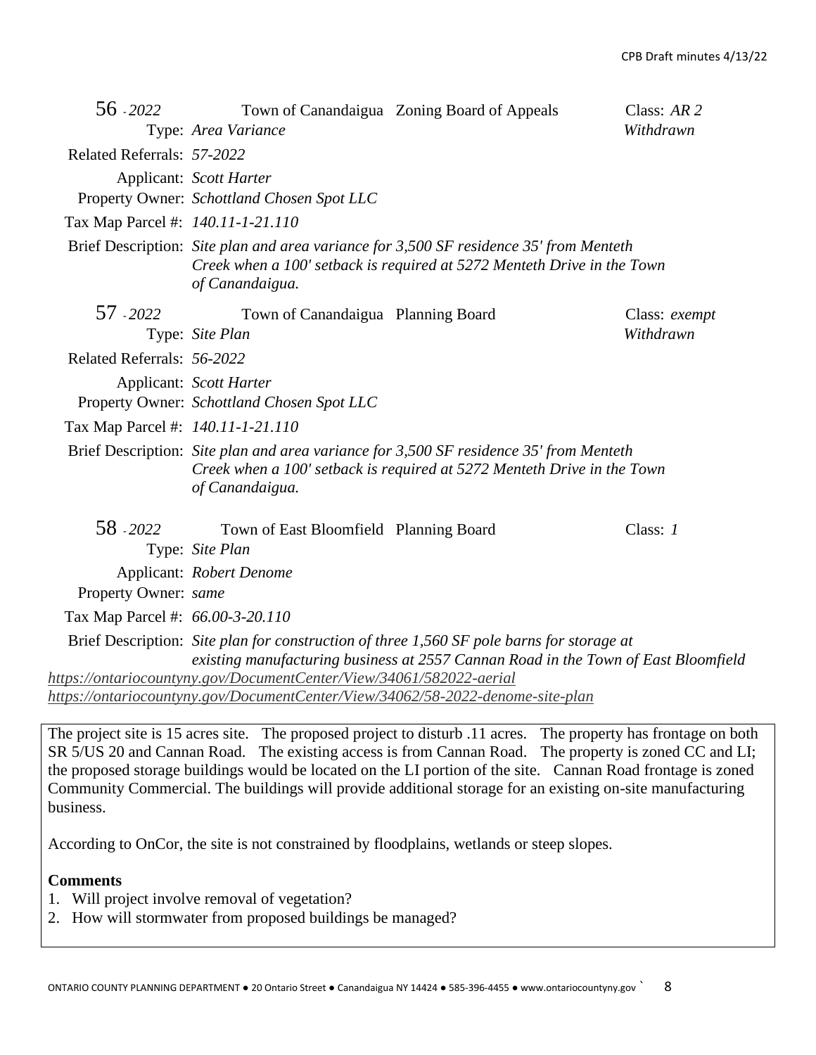**56 - 2022** Town of Canandaigua Zoning Board of Appeals Class: *AR 2*
Type: *Area Variance* *Withdrawn*

Related Referrals: *57-2022*

Applicant: *Scott Harter*
Property Owner: *Schottland Chosen Spot LLC*

Tax Map Parcel #: *140.11-1-21.110*

Brief Description: *Site plan and area variance for 3,500 SF residence 35' from Menteth Creek when a 100' setback is required at 5272 Menteth Drive in the Town of Canandaigua.*

**57 - 2022** Town of Canandaigua Planning Board Class: *exempt*
Type: *Site Plan* *Withdrawn*

Related Referrals: *56-2022*

Applicant: *Scott Harter*
Property Owner: *Schottland Chosen Spot LLC*

Tax Map Parcel #: *140.11-1-21.110*

Brief Description: *Site plan and area variance for 3,500 SF residence 35' from Menteth Creek when a 100' setback is required at 5272 Menteth Drive in the Town of Canandaigua.*

**58 - 2022** Town of East Bloomfield Planning Board Class: *1*
Type: *Site Plan*

Applicant: *Robert Denome*
Property Owner: *same*

Tax Map Parcel #: *66.00-3-20.110*

Brief Description: *Site plan for construction of three 1,560 SF pole barns for storage at existing manufacturing business at 2557 Cannan Road in the Town of East Bloomfield*

*https://ontariocountyny.gov/DocumentCenter/View/34061/582022-aerial*
*https://ontariocountyny.gov/DocumentCenter/View/34062/58-2022-denome-site-plan*

The project site is 15 acres site. The proposed project to disturb .11 acres. The property has frontage on both SR 5/US 20 and Cannan Road. The existing access is from Cannan Road. The property is zoned CC and LI; the proposed storage buildings would be located on the LI portion of the site. Cannan Road frontage is zoned Community Commercial. The buildings will provide additional storage for an existing on-site manufacturing business.

According to OnCor, the site is not constrained by floodplains, wetlands or steep slopes.

**Comments**

1. Will project involve removal of vegetation?
2. How will stormwater from proposed buildings be managed?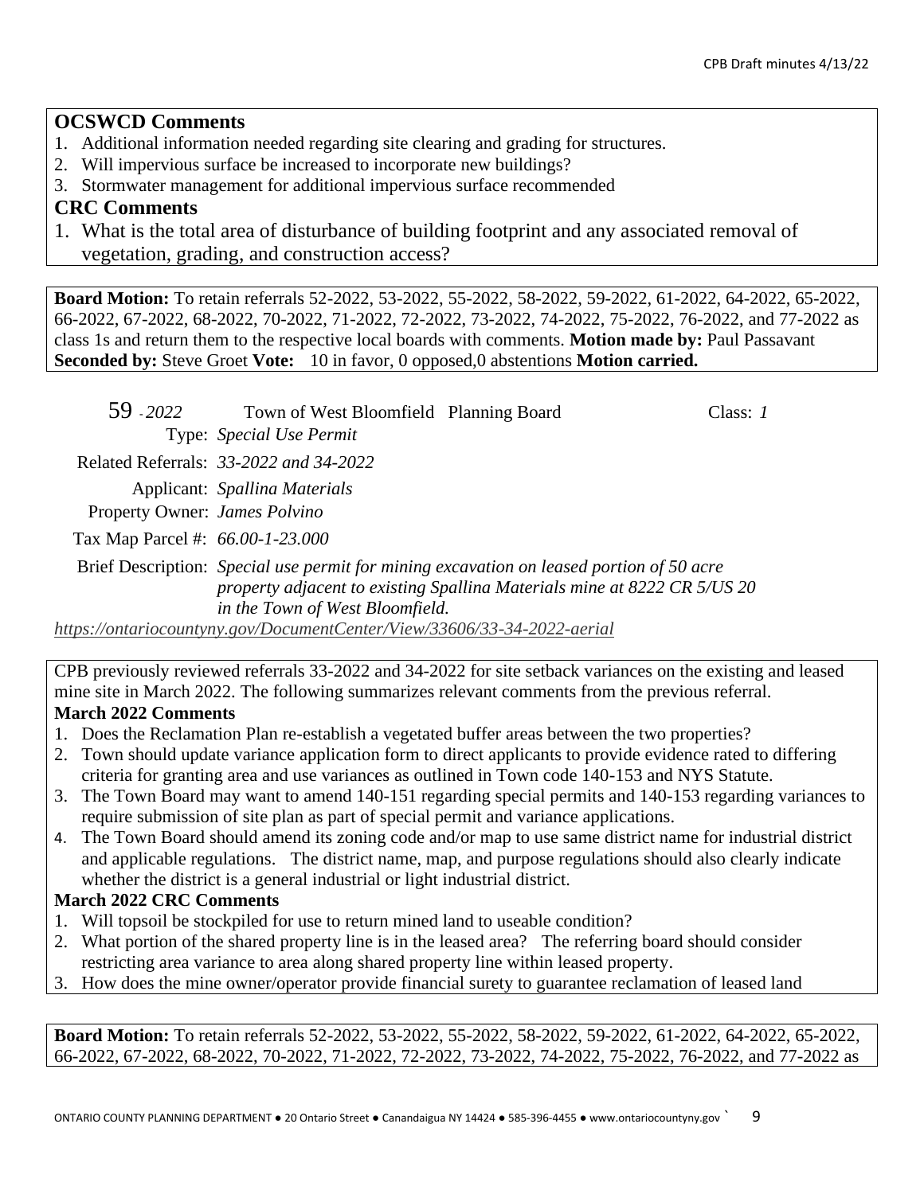**OCSWCD Comments**

1. Additional information needed regarding site clearing and grading for structures.
2. Will impervious surface be increased to incorporate new buildings?
3. Stormwater management for additional impervious surface recommended

**CRC Comments**

1. What is the total area of disturbance of building footprint and any associated removal of vegetation, grading, and construction access?

**Board Motion:** To retain referrals 52-2022, 53-2022, 55-2022, 58-2022, 59-2022, 61-2022, 64-2022, 65-2022, 66-2022, 67-2022, 68-2022, 70-2022, 71-2022, 72-2022, 73-2022, 74-2022, 75-2022, 76-2022, and 77-2022 as class 1s and return them to the respective local boards with comments. **Motion made by:** Paul Passavant **Seconded by:** Steve Groet **Vote:** 10 in favor, 0 opposed,0 abstentions **Motion carried.**

59 - *2022* Town of West Bloomfield Planning Board Class: *1*

Type: *Special Use Permit*

Related Referrals: *33-2022 and 34-2022*

Applicant: *Spallina Materials*

Property Owner: *James Polvino*

Tax Map Parcel #: *66.00-1-23.000*

Brief Description: *Special use permit for mining excavation on leased portion of 50 acre property adjacent to existing Spallina Materials mine at 8222 CR 5/US 20 in the Town of West Bloomfield.*

*https://ontariocountyny.gov/DocumentCenter/View/33606/33-34-2022-aerial*

CPB previously reviewed referrals 33-2022 and 34-2022 for site setback variances on the existing and leased mine site in March 2022. The following summarizes relevant comments from the previous referral.

**March 2022 Comments**

1. Does the Reclamation Plan re-establish a vegetated buffer areas between the two properties?
2. Town should update variance application form to direct applicants to provide evidence rated to differing criteria for granting area and use variances as outlined in Town code 140-153 and NYS Statute.
3. The Town Board may want to amend 140-151 regarding special permits and 140-153 regarding variances to require submission of site plan as part of special permit and variance applications.
4. The Town Board should amend its zoning code and/or map to use same district name for industrial district and applicable regulations. The district name, map, and purpose regulations should also clearly indicate whether the district is a general industrial or light industrial district.

**March 2022 CRC Comments**

1. Will topsoil be stockpiled for use to return mined land to useable condition?
2. What portion of the shared property line is in the leased area? The referring board should consider restricting area variance to area along shared property line within leased property.
3. How does the mine owner/operator provide financial surety to guarantee reclamation of leased land

**Board Motion:** To retain referrals 52-2022, 53-2022, 55-2022, 58-2022, 59-2022, 61-2022, 64-2022, 65-2022, 66-2022, 67-2022, 68-2022, 70-2022, 71-2022, 72-2022, 73-2022, 74-2022, 75-2022, 76-2022, and 77-2022 as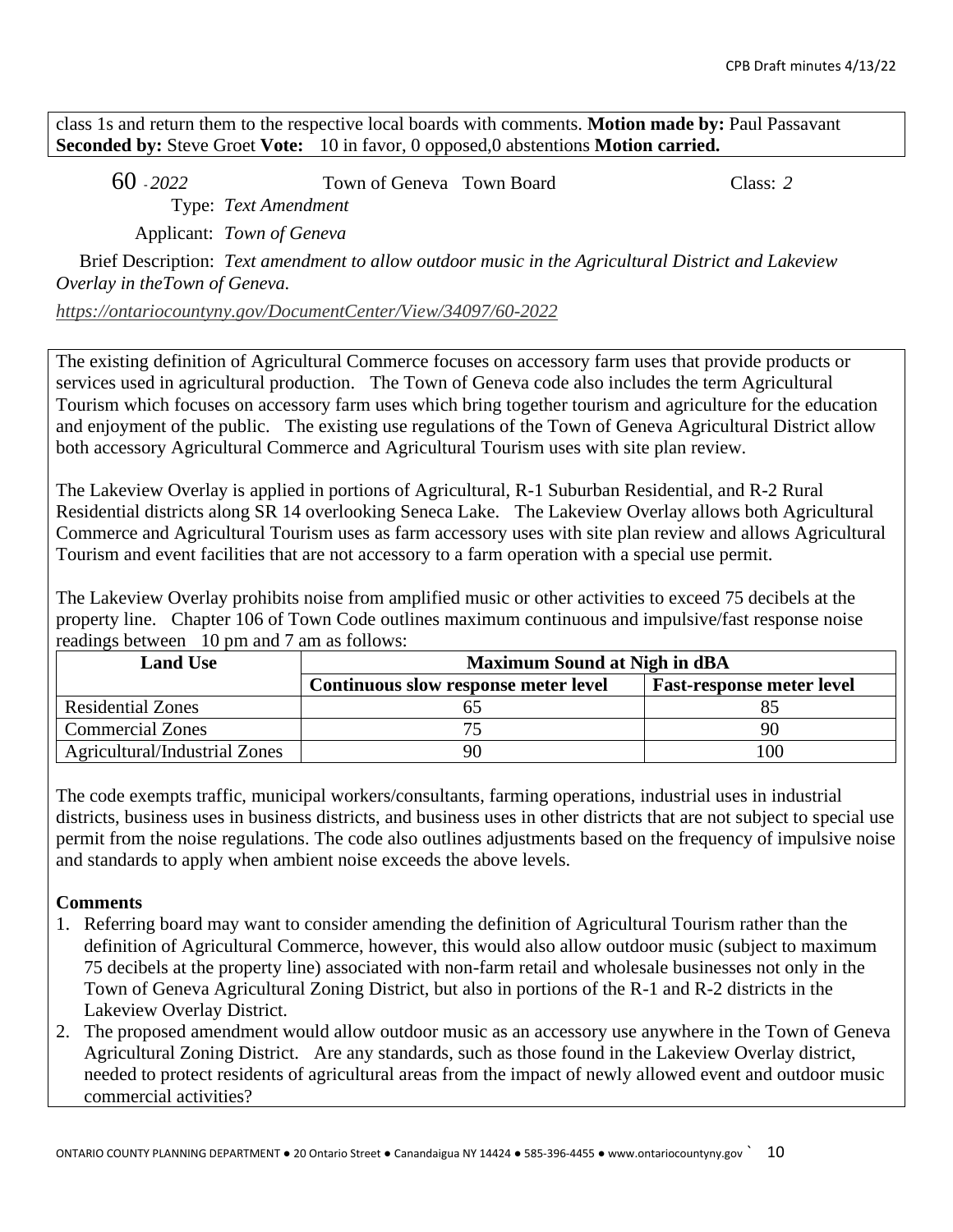class 1s and return them to the respective local boards with comments. **Motion made by:** Paul Passavant **Seconded by:** Steve Groet **Vote:** 10 in favor, 0 opposed,0 abstentions **Motion carried.**

60 - *2022* Town of Geneva Town Board Class: *2*

Type: *Text Amendment*

Applicant: *Town of Geneva*

Brief Description: *Text amendment to allow outdoor music in the Agricultural District and Lakeview Overlay in theTown of Geneva.*

*https://ontariocountyny.gov/DocumentCenter/View/34097/60-2022*

The existing definition of Agricultural Commerce focuses on accessory farm uses that provide products or services used in agricultural production. The Town of Geneva code also includes the term Agricultural Tourism which focuses on accessory farm uses which bring together tourism and agriculture for the education and enjoyment of the public. The existing use regulations of the Town of Geneva Agricultural District allow both accessory Agricultural Commerce and Agricultural Tourism uses with site plan review.

The Lakeview Overlay is applied in portions of Agricultural, R-1 Suburban Residential, and R-2 Rural Residential districts along SR 14 overlooking Seneca Lake. The Lakeview Overlay allows both Agricultural Commerce and Agricultural Tourism uses as farm accessory uses with site plan review and allows Agricultural Tourism and event facilities that are not accessory to a farm operation with a special use permit.

The Lakeview Overlay prohibits noise from amplified music or other activities to exceed 75 decibels at the property line. Chapter 106 of Town Code outlines maximum continuous and impulsive/fast response noise readings between 10 pm and 7 am as follows:

| Land Use | Maximum Sound at Nigh in dBA | |
|---|---|---|
| | Continuous slow response meter level | Fast-response meter level |
| Residential Zones | 65 | 85 |
| Commercial Zones | 75 | 90 |
| Agricultural/Industrial Zones | 90 | 100 |

The code exempts traffic, municipal workers/consultants, farming operations, industrial uses in industrial districts, business uses in business districts, and business uses in other districts that are not subject to special use permit from the noise regulations. The code also outlines adjustments based on the frequency of impulsive noise and standards to apply when ambient noise exceeds the above levels.

**Comments**

1. Referring board may want to consider amending the definition of Agricultural Tourism rather than the definition of Agricultural Commerce, however, this would also allow outdoor music (subject to maximum 75 decibels at the property line) associated with non-farm retail and wholesale businesses not only in the Town of Geneva Agricultural Zoning District, but also in portions of the R-1 and R-2 districts in the Lakeview Overlay District.
2. The proposed amendment would allow outdoor music as an accessory use anywhere in the Town of Geneva Agricultural Zoning District. Are any standards, such as those found in the Lakeview Overlay district, needed to protect residents of agricultural areas from the impact of newly allowed event and outdoor music commercial activities?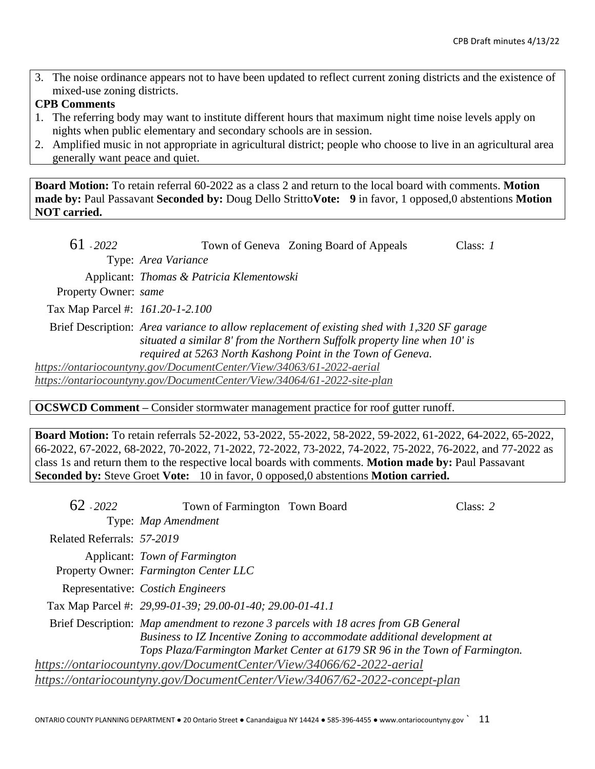3. The noise ordinance appears not to have been updated to reflect current zoning districts and the existence of mixed-use zoning districts.

**CPB Comments**

1. The referring body may want to institute different hours that maximum night time noise levels apply on nights when public elementary and secondary schools are in session.
2. Amplified music in not appropriate in agricultural district; people who choose to live in an agricultural area generally want peace and quiet.

**Board Motion:** To retain referral 60-2022 as a class 2 and return to the local board with comments. **Motion made by:** Paul Passavant **Seconded by:** Doug Dello Stritto **Vote:** **9** in favor, 1 opposed,0 abstentions **Motion NOT carried.**

61 - *2022* Town of Geneva Zoning Board of Appeals Class: *1*

Type: *Area Variance*

Applicant: *Thomas & Patricia Klementowski*

Property Owner: *same*

Tax Map Parcel #: *161.20-1-2.100*

Brief Description: *Area variance to allow replacement of existing shed with 1,320 SF garage situated a similar 8' from the Northern Suffolk property line when 10' is required at 5263 North Kashong Point in the Town of Geneva.*

*https://ontariocountyny.gov/DocumentCenter/View/34063/61-2022-aerial*
*https://ontariocountyny.gov/DocumentCenter/View/34064/61-2022-site-plan*

**OCSWCD Comment –** Consider stormwater management practice for roof gutter runoff.

**Board Motion:** To retain referrals 52-2022, 53-2022, 55-2022, 58-2022, 59-2022, 61-2022, 64-2022, 65-2022, 66-2022, 67-2022, 68-2022, 70-2022, 71-2022, 72-2022, 73-2022, 74-2022, 75-2022, 76-2022, and 77-2022 as class 1s and return them to the respective local boards with comments. **Motion made by:** Paul Passavant **Seconded by:** Steve Groet **Vote:** 10 in favor, 0 opposed,0 abstentions **Motion carried.**

62 - *2022* Town of Farmington Town Board Class: *2*

Type: *Map Amendment*

Related Referrals: *57-2019*

Applicant: *Town of Farmington*

Property Owner: *Farmington Center LLC*

Representative: *Costich Engineers*

Tax Map Parcel #: *29,99-01-39; 29.00-01-40; 29.00-01-41.1*

Brief Description: *Map amendment to rezone 3 parcels with 18 acres from GB General Business to IZ Incentive Zoning to accommodate additional development at Tops Plaza/Farmington Market Center at 6179 SR 96 in the Town of Farmington.*

*https://ontariocountyny.gov/DocumentCenter/View/34066/62-2022-aerial*
*https://ontariocountyny.gov/DocumentCenter/View/34067/62-2022-concept-plan*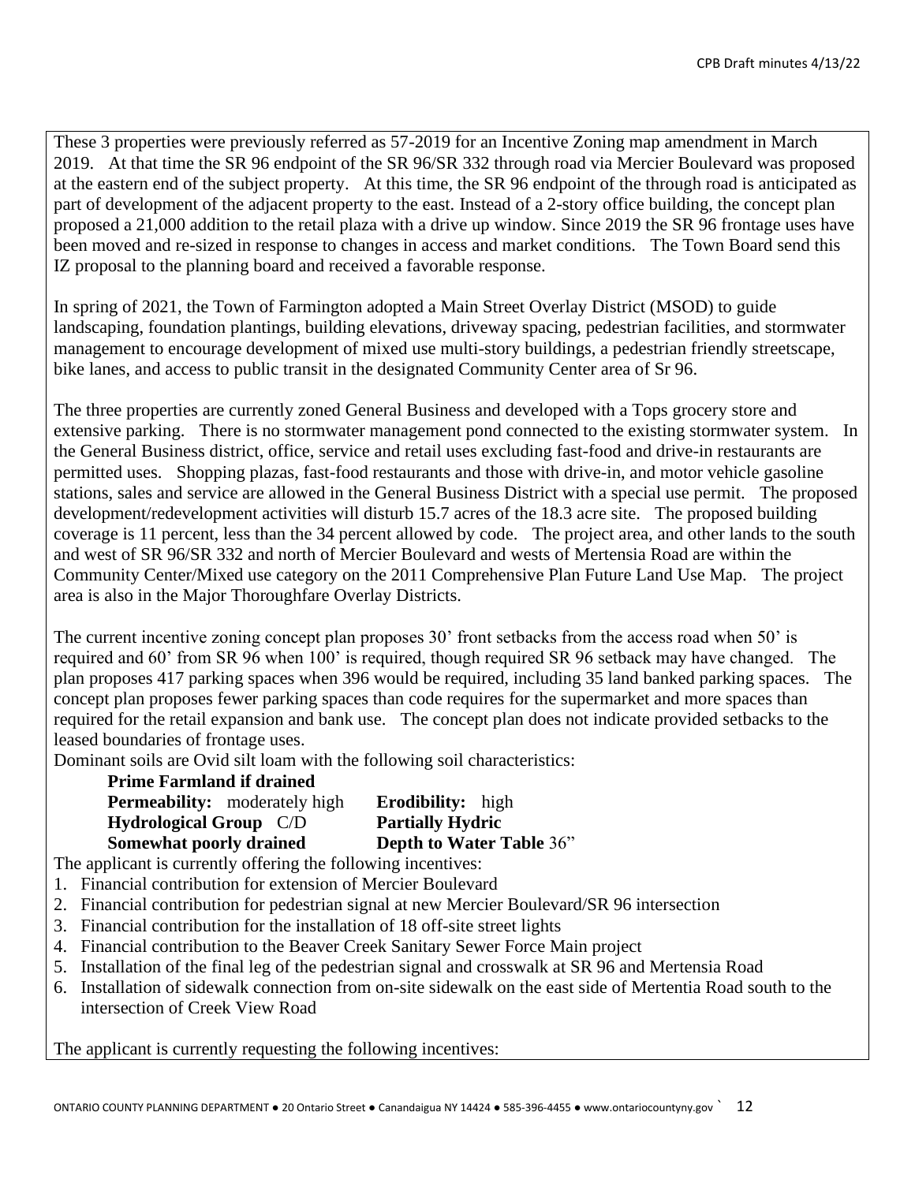These 3 properties were previously referred as 57-2019 for an Incentive Zoning map amendment in March 2019. At that time the SR 96 endpoint of the SR 96/SR 332 through road via Mercier Boulevard was proposed at the eastern end of the subject property. At this time, the SR 96 endpoint of the through road is anticipated as part of development of the adjacent property to the east. Instead of a 2-story office building, the concept plan proposed a 21,000 addition to the retail plaza with a drive up window. Since 2019 the SR 96 frontage uses have been moved and re-sized in response to changes in access and market conditions. The Town Board send this IZ proposal to the planning board and received a favorable response.

In spring of 2021, the Town of Farmington adopted a Main Street Overlay District (MSOD) to guide landscaping, foundation plantings, building elevations, driveway spacing, pedestrian facilities, and stormwater management to encourage development of mixed use multi-story buildings, a pedestrian friendly streetscape, bike lanes, and access to public transit in the designated Community Center area of Sr 96.

The three properties are currently zoned General Business and developed with a Tops grocery store and extensive parking. There is no stormwater management pond connected to the existing stormwater system. In the General Business district, office, service and retail uses excluding fast-food and drive-in restaurants are permitted uses. Shopping plazas, fast-food restaurants and those with drive-in, and motor vehicle gasoline stations, sales and service are allowed in the General Business District with a special use permit. The proposed development/redevelopment activities will disturb 15.7 acres of the 18.3 acre site. The proposed building coverage is 11 percent, less than the 34 percent allowed by code. The project area, and other lands to the south and west of SR 96/SR 332 and north of Mercier Boulevard and wests of Mertensia Road are within the Community Center/Mixed use category on the 2011 Comprehensive Plan Future Land Use Map. The project area is also in the Major Thoroughfare Overlay Districts.

The current incentive zoning concept plan proposes 30' front setbacks from the access road when 50' is required and 60' from SR 96 when 100' is required, though required SR 96 setback may have changed. The plan proposes 417 parking spaces when 396 would be required, including 35 land banked parking spaces. The concept plan proposes fewer parking spaces than code requires for the supermarket and more spaces than required for the retail expansion and bank use. The concept plan does not indicate provided setbacks to the leased boundaries of frontage uses.

Dominant soils are Ovid silt loam with the following soil characteristics:

**Prime Farmland if drained**
**Permeability:** moderately high — **Erodibility:** high
**Hydrological Group** C/D — **Partially Hydric**
**Somewhat poorly drained** — **Depth to Water Table** 36"

The applicant is currently offering the following incentives:

1. Financial contribution for extension of Mercier Boulevard
2. Financial contribution for pedestrian signal at new Mercier Boulevard/SR 96 intersection
3. Financial contribution for the installation of 18 off-site street lights
4. Financial contribution to the Beaver Creek Sanitary Sewer Force Main project
5. Installation of the final leg of the pedestrian signal and crosswalk at SR 96 and Mertensia Road
6. Installation of sidewalk connection from on-site sidewalk on the east side of Mertentia Road south to the intersection of Creek View Road

The applicant is currently requesting the following incentives: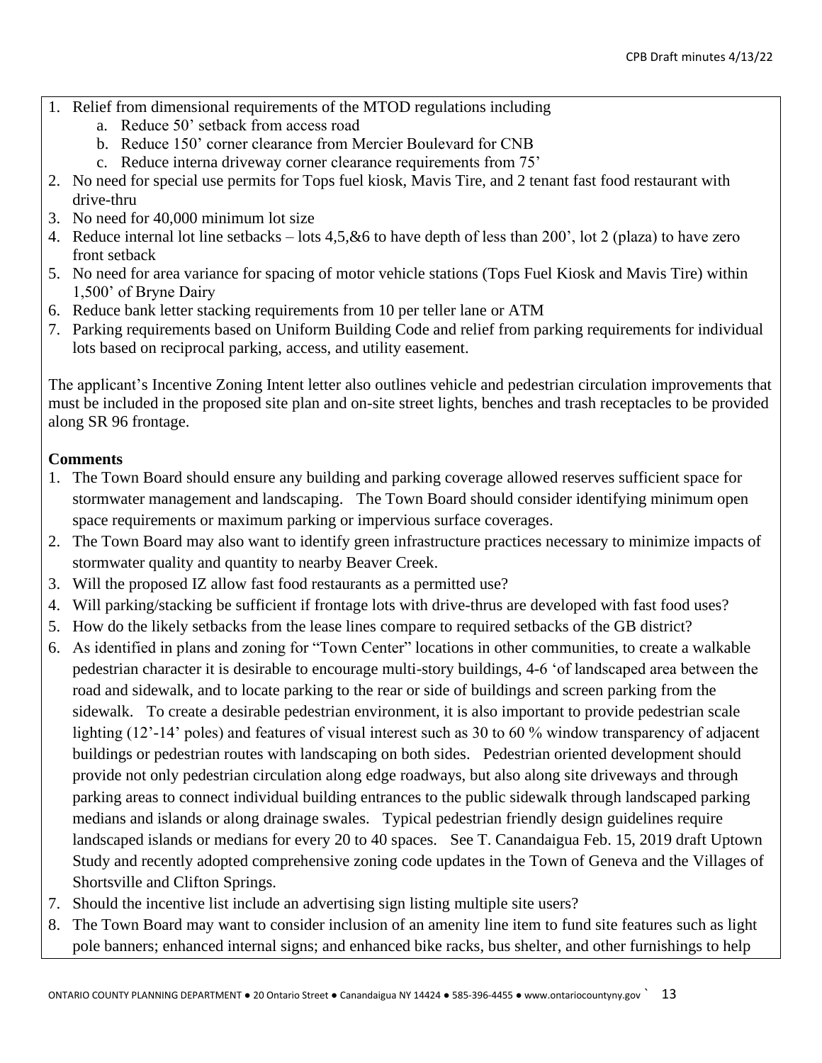1. Relief from dimensional requirements of the MTOD regulations including
   a. Reduce 50' setback from access road
   b. Reduce 150' corner clearance from Mercier Boulevard for CNB
   c. Reduce interna driveway corner clearance requirements from 75'
2. No need for special use permits for Tops fuel kiosk, Mavis Tire, and 2 tenant fast food restaurant with drive-thru
3. No need for 40,000 minimum lot size
4. Reduce internal lot line setbacks – lots 4,5,&6 to have depth of less than 200', lot 2 (plaza) to have zero front setback
5. No need for area variance for spacing of motor vehicle stations (Tops Fuel Kiosk and Mavis Tire) within 1,500' of Bryne Dairy
6. Reduce bank letter stacking requirements from 10 per teller lane or ATM
7. Parking requirements based on Uniform Building Code and relief from parking requirements for individual lots based on reciprocal parking, access, and utility easement.

The applicant's Incentive Zoning Intent letter also outlines vehicle and pedestrian circulation improvements that must be included in the proposed site plan and on-site street lights, benches and trash receptacles to be provided along SR 96 frontage.

**Comments**

1. The Town Board should ensure any building and parking coverage allowed reserves sufficient space for stormwater management and landscaping. The Town Board should consider identifying minimum open space requirements or maximum parking or impervious surface coverages.
2. The Town Board may also want to identify green infrastructure practices necessary to minimize impacts of stormwater quality and quantity to nearby Beaver Creek.
3. Will the proposed IZ allow fast food restaurants as a permitted use?
4. Will parking/stacking be sufficient if frontage lots with drive-thrus are developed with fast food uses?
5. How do the likely setbacks from the lease lines compare to required setbacks of the GB district?
6. As identified in plans and zoning for "Town Center" locations in other communities, to create a walkable pedestrian character it is desirable to encourage multi-story buildings, 4-6 'of landscaped area between the road and sidewalk, and to locate parking to the rear or side of buildings and screen parking from the sidewalk. To create a desirable pedestrian environment, it is also important to provide pedestrian scale lighting (12'-14' poles) and features of visual interest such as 30 to 60 % window transparency of adjacent buildings or pedestrian routes with landscaping on both sides. Pedestrian oriented development should provide not only pedestrian circulation along edge roadways, but also along site driveways and through parking areas to connect individual building entrances to the public sidewalk through landscaped parking medians and islands or along drainage swales. Typical pedestrian friendly design guidelines require landscaped islands or medians for every 20 to 40 spaces. See T. Canandaigua Feb. 15, 2019 draft Uptown Study and recently adopted comprehensive zoning code updates in the Town of Geneva and the Villages of Shortsville and Clifton Springs.
7. Should the incentive list include an advertising sign listing multiple site users?
8. The Town Board may want to consider inclusion of an amenity line item to fund site features such as light pole banners; enhanced internal signs; and enhanced bike racks, bus shelter, and other furnishings to help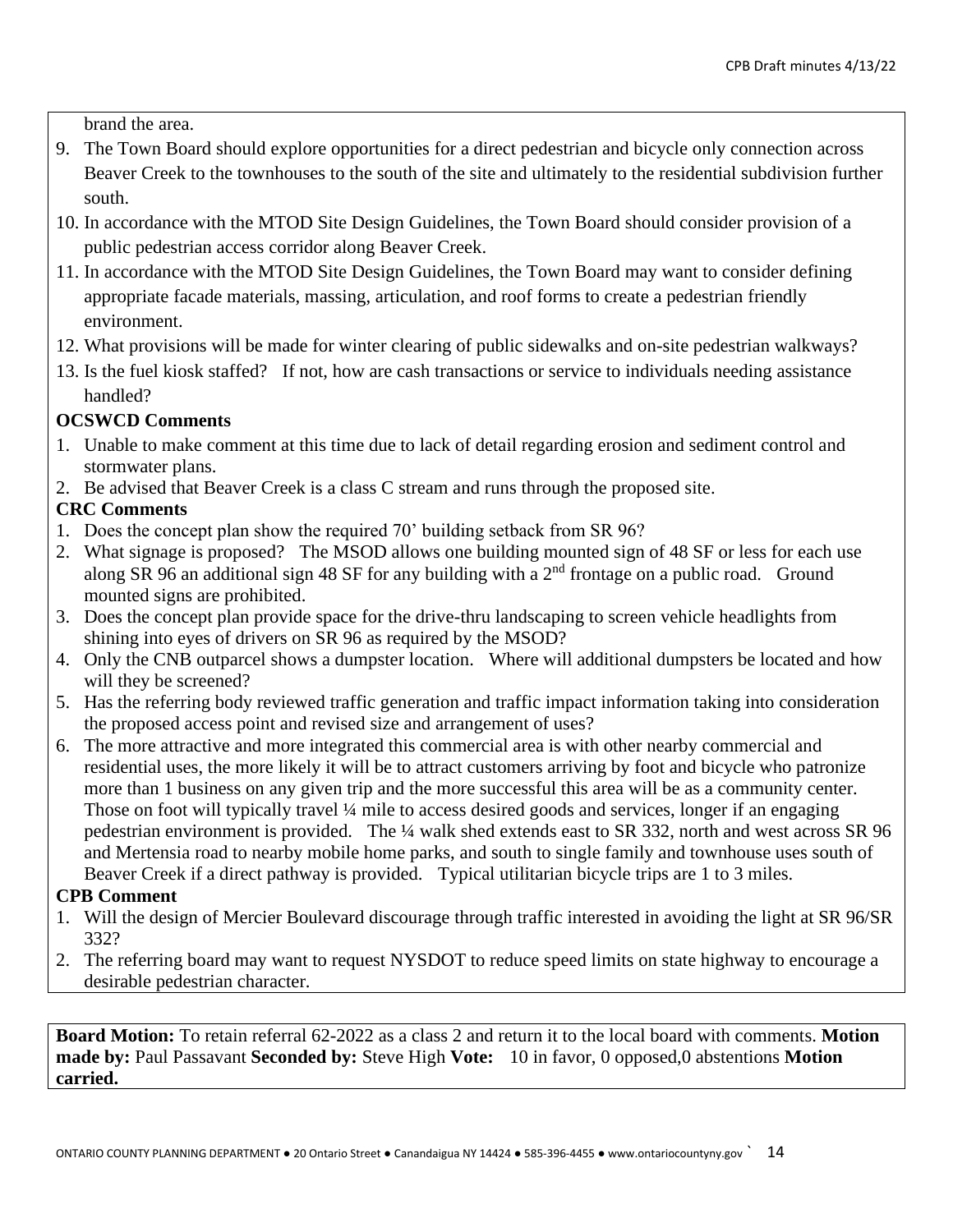brand the area.

9. The Town Board should explore opportunities for a direct pedestrian and bicycle only connection across Beaver Creek to the townhouses to the south of the site and ultimately to the residential subdivision further south.
10. In accordance with the MTOD Site Design Guidelines, the Town Board should consider provision of a public pedestrian access corridor along Beaver Creek.
11. In accordance with the MTOD Site Design Guidelines, the Town Board may want to consider defining appropriate facade materials, massing, articulation, and roof forms to create a pedestrian friendly environment.
12. What provisions will be made for winter clearing of public sidewalks and on-site pedestrian walkways?
13. Is the fuel kiosk staffed? If not, how are cash transactions or service to individuals needing assistance handled?

**OCSWCD Comments**

1. Unable to make comment at this time due to lack of detail regarding erosion and sediment control and stormwater plans.
2. Be advised that Beaver Creek is a class C stream and runs through the proposed site.

**CRC Comments**

1. Does the concept plan show the required 70’ building setback from SR 96?
2. What signage is proposed? The MSOD allows one building mounted sign of 48 SF or less for each use along SR 96 an additional sign 48 SF for any building with a 2nd frontage on a public road. Ground mounted signs are prohibited.
3. Does the concept plan provide space for the drive-thru landscaping to screen vehicle headlights from shining into eyes of drivers on SR 96 as required by the MSOD?
4. Only the CNB outparcel shows a dumpster location. Where will additional dumpsters be located and how will they be screened?
5. Has the referring body reviewed traffic generation and traffic impact information taking into consideration the proposed access point and revised size and arrangement of uses?
6. The more attractive and more integrated this commercial area is with other nearby commercial and residential uses, the more likely it will be to attract customers arriving by foot and bicycle who patronize more than 1 business on any given trip and the more successful this area will be as a community center. Those on foot will typically travel ¼ mile to access desired goods and services, longer if an engaging pedestrian environment is provided. The ¼ walk shed extends east to SR 332, north and west across SR 96 and Mertensia road to nearby mobile home parks, and south to single family and townhouse uses south of Beaver Creek if a direct pathway is provided. Typical utilitarian bicycle trips are 1 to 3 miles.

**CPB Comment**

1. Will the design of Mercier Boulevard discourage through traffic interested in avoiding the light at SR 96/SR 332?
2. The referring board may want to request NYSDOT to reduce speed limits on state highway to encourage a desirable pedestrian character.

**Board Motion:** To retain referral 62-2022 as a class 2 and return it to the local board with comments. **Motion made by:** Paul Passavant **Seconded by:** Steve High **Vote:** 10 in favor, 0 opposed,0 abstentions **Motion carried.**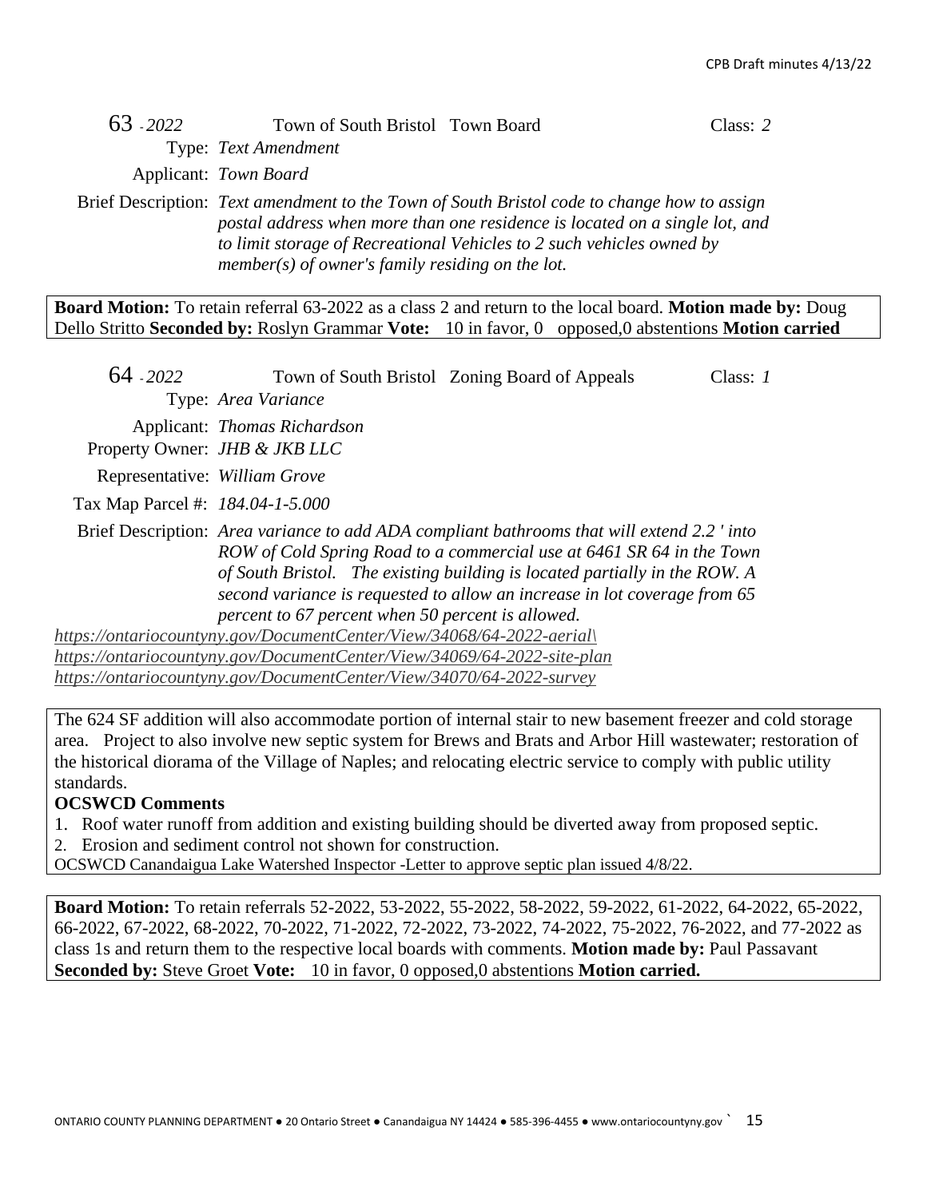63 - *2022*　　Town of South Bristol　Town Board　　Class: *2*

Type: *Text Amendment*

Applicant: *Town Board*

Brief Description: *Text amendment to the Town of South Bristol code to change how to assign postal address when more than one residence is located on a single lot, and to limit storage of Recreational Vehicles to 2 such vehicles owned by member(s) of owner's family residing on the lot.*

**Board Motion:** To retain referral 63-2022 as a class 2 and return to the local board. **Motion made by:** Doug Dello Stritto **Seconded by:** Roslyn Grammar **Vote:** 10 in favor, 0 opposed,0 abstentions **Motion carried**

64 - *2022*　　Town of South Bristol　Zoning Board of Appeals　　Class: *1*

Type: *Area Variance*

Applicant: *Thomas Richardson*

Property Owner: *JHB & JKB LLC*

Representative: *William Grove*

Tax Map Parcel #: *184.04-1-5.000*

Brief Description: *Area variance to add ADA compliant bathrooms that will extend 2.2 ' into ROW of Cold Spring Road to a commercial use at 6461 SR 64 in the Town of South Bristol. The existing building is located partially in the ROW. A second variance is requested to allow an increase in lot coverage from 65 percent to 67 percent when 50 percent is allowed.*

https://ontariocountyny.gov/DocumentCenter/View/34068/64-2022-aerial\
https://ontariocountyny.gov/DocumentCenter/View/34069/64-2022-site-plan
https://ontariocountyny.gov/DocumentCenter/View/34070/64-2022-survey

The 624 SF addition will also accommodate portion of internal stair to new basement freezer and cold storage area. Project to also involve new septic system for Brews and Brats and Arbor Hill wastewater; restoration of the historical diorama of the Village of Naples; and relocating electric service to comply with public utility standards.

**OCSWCD Comments**

1. Roof water runoff from addition and existing building should be diverted away from proposed septic.
2. Erosion and sediment control not shown for construction.

OCSWCD Canandaigua Lake Watershed Inspector -Letter to approve septic plan issued 4/8/22.

**Board Motion:** To retain referrals 52-2022, 53-2022, 55-2022, 58-2022, 59-2022, 61-2022, 64-2022, 65-2022, 66-2022, 67-2022, 68-2022, 70-2022, 71-2022, 72-2022, 73-2022, 74-2022, 75-2022, 76-2022, and 77-2022 as class 1s and return them to the respective local boards with comments. **Motion made by:** Paul Passavant **Seconded by:** Steve Groet **Vote:** 10 in favor, 0 opposed,0 abstentions **Motion carried.**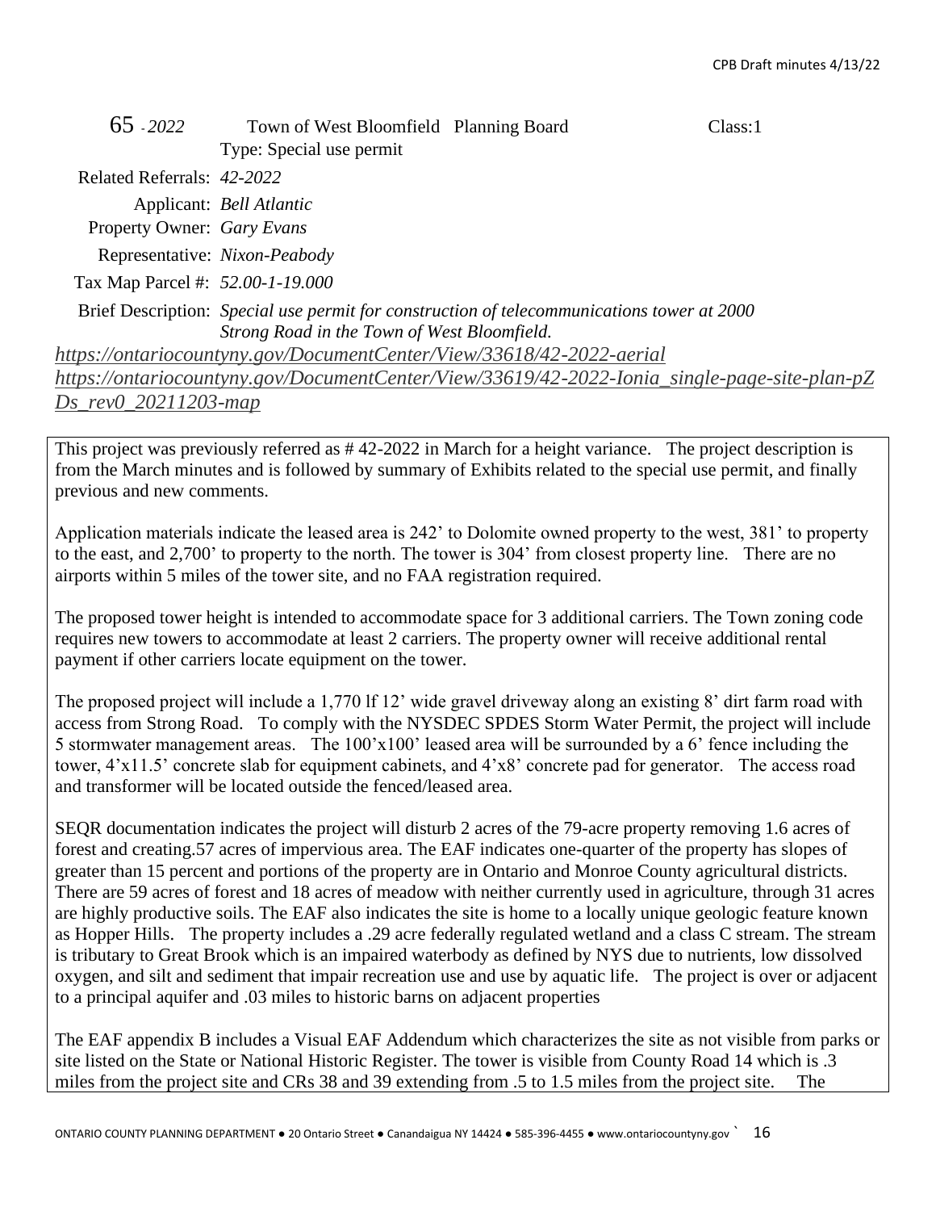65 - *2022* Town of West Bloomfield Planning Board Class:1

Type: Special use permit

Related Referrals: *42-2022*

Applicant: *Bell Atlantic*

Property Owner: *Gary Evans*

Representative: *Nixon-Peabody*

Tax Map Parcel #: *52.00-1-19.000*

Brief Description: *Special use permit for construction of telecommunications tower at 2000 Strong Road in the Town of West Bloomfield.*

*https://ontariocountyny.gov/DocumentCenter/View/33618/42-2022-aerial*
*https://ontariocountyny.gov/DocumentCenter/View/33619/42-2022-Ionia_single-page-site-plan-pZDs_rev0_20211203-map*

This project was previously referred as # 42-2022 in March for a height variance. The project description is from the March minutes and is followed by summary of Exhibits related to the special use permit, and finally previous and new comments.

Application materials indicate the leased area is 242' to Dolomite owned property to the west, 381' to property to the east, and 2,700' to property to the north. The tower is 304' from closest property line. There are no airports within 5 miles of the tower site, and no FAA registration required.

The proposed tower height is intended to accommodate space for 3 additional carriers. The Town zoning code requires new towers to accommodate at least 2 carriers. The property owner will receive additional rental payment if other carriers locate equipment on the tower.

The proposed project will include a 1,770 lf 12' wide gravel driveway along an existing 8' dirt farm road with access from Strong Road. To comply with the NYSDEC SPDES Storm Water Permit, the project will include 5 stormwater management areas. The 100'x100' leased area will be surrounded by a 6' fence including the tower, 4'x11.5' concrete slab for equipment cabinets, and 4'x8' concrete pad for generator. The access road and transformer will be located outside the fenced/leased area.

SEQR documentation indicates the project will disturb 2 acres of the 79-acre property removing 1.6 acres of forest and creating.57 acres of impervious area. The EAF indicates one-quarter of the property has slopes of greater than 15 percent and portions of the property are in Ontario and Monroe County agricultural districts. There are 59 acres of forest and 18 acres of meadow with neither currently used in agriculture, through 31 acres are highly productive soils. The EAF also indicates the site is home to a locally unique geologic feature known as Hopper Hills. The property includes a .29 acre federally regulated wetland and a class C stream. The stream is tributary to Great Brook which is an impaired waterbody as defined by NYS due to nutrients, low dissolved oxygen, and silt and sediment that impair recreation use and use by aquatic life. The project is over or adjacent to a principal aquifer and .03 miles to historic barns on adjacent properties

The EAF appendix B includes a Visual EAF Addendum which characterizes the site as not visible from parks or site listed on the State or National Historic Register. The tower is visible from County Road 14 which is .3 miles from the project site and CRs 38 and 39 extending from .5 to 1.5 miles from the project site. The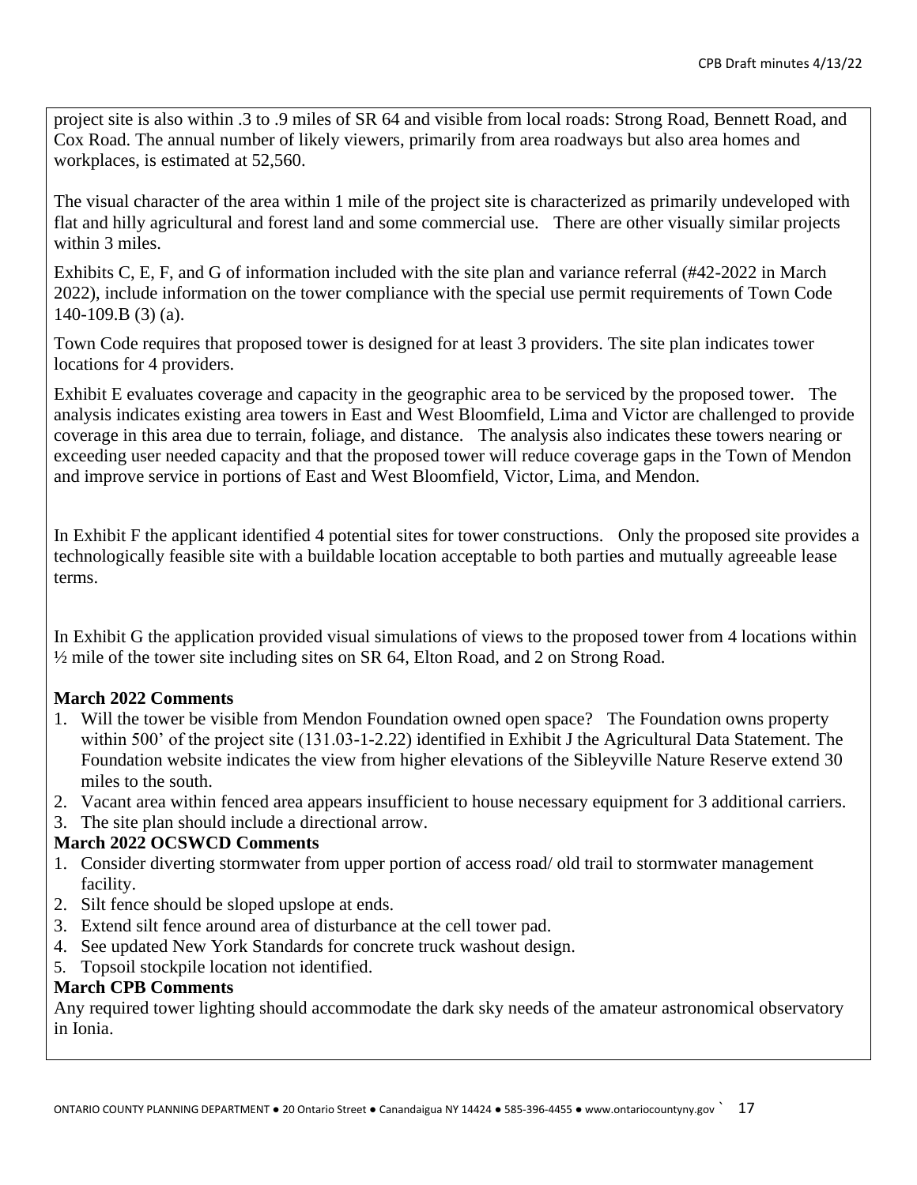project site is also within .3 to .9 miles of SR 64 and visible from local roads: Strong Road, Bennett Road, and Cox Road. The annual number of likely viewers, primarily from area roadways but also area homes and workplaces, is estimated at 52,560.

The visual character of the area within 1 mile of the project site is characterized as primarily undeveloped with flat and hilly agricultural and forest land and some commercial use. There are other visually similar projects within 3 miles.

Exhibits C, E, F, and G of information included with the site plan and variance referral (#42-2022 in March 2022), include information on the tower compliance with the special use permit requirements of Town Code 140-109.B (3) (a).

Town Code requires that proposed tower is designed for at least 3 providers. The site plan indicates tower locations for 4 providers.

Exhibit E evaluates coverage and capacity in the geographic area to be serviced by the proposed tower. The analysis indicates existing area towers in East and West Bloomfield, Lima and Victor are challenged to provide coverage in this area due to terrain, foliage, and distance. The analysis also indicates these towers nearing or exceeding user needed capacity and that the proposed tower will reduce coverage gaps in the Town of Mendon and improve service in portions of East and West Bloomfield, Victor, Lima, and Mendon.

In Exhibit F the applicant identified 4 potential sites for tower constructions. Only the proposed site provides a technologically feasible site with a buildable location acceptable to both parties and mutually agreeable lease terms.

In Exhibit G the application provided visual simulations of views to the proposed tower from 4 locations within ½ mile of the tower site including sites on SR 64, Elton Road, and 2 on Strong Road.

**March 2022 Comments**

1. Will the tower be visible from Mendon Foundation owned open space? The Foundation owns property within 500' of the project site (131.03-1-2.22) identified in Exhibit J the Agricultural Data Statement. The Foundation website indicates the view from higher elevations of the Sibleyville Nature Reserve extend 30 miles to the south.
2. Vacant area within fenced area appears insufficient to house necessary equipment for 3 additional carriers.
3. The site plan should include a directional arrow.

**March 2022 OCSWCD Comments**

1. Consider diverting stormwater from upper portion of access road/ old trail to stormwater management facility.
2. Silt fence should be sloped upslope at ends.
3. Extend silt fence around area of disturbance at the cell tower pad.
4. See updated New York Standards for concrete truck washout design.
5. Topsoil stockpile location not identified.

**March CPB Comments**

Any required tower lighting should accommodate the dark sky needs of the amateur astronomical observatory in Ionia.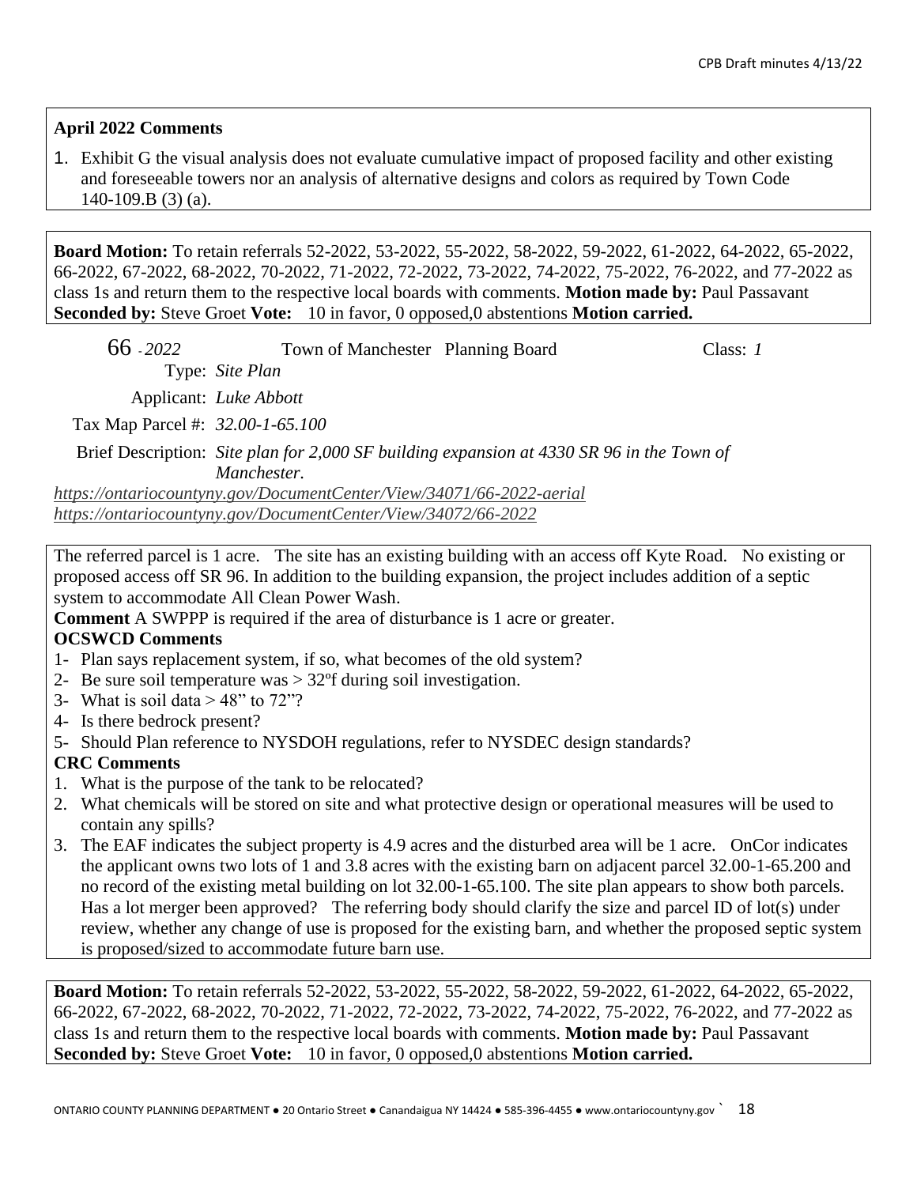**April 2022 Comments**

1. Exhibit G the visual analysis does not evaluate cumulative impact of proposed facility and other existing and foreseeable towers nor an analysis of alternative designs and colors as required by Town Code 140-109.B (3) (a).

**Board Motion:** To retain referrals 52-2022, 53-2022, 55-2022, 58-2022, 59-2022, 61-2022, 64-2022, 65-2022, 66-2022, 67-2022, 68-2022, 70-2022, 71-2022, 72-2022, 73-2022, 74-2022, 75-2022, 76-2022, and 77-2022 as class 1s and return them to the respective local boards with comments. **Motion made by:** Paul Passavant **Seconded by:** Steve Groet **Vote:** 10 in favor, 0 opposed,0 abstentions **Motion carried.**

66 - *2022* Town of Manchester Planning Board Class: *1*

Type: *Site Plan*

Applicant: *Luke Abbott*

Tax Map Parcel #: *32.00-1-65.100*

Brief Description: *Site plan for 2,000 SF building expansion at 4330 SR 96 in the Town of Manchester.*

*https://ontariocountyny.gov/DocumentCenter/View/34071/66-2022-aerial*
*https://ontariocountyny.gov/DocumentCenter/View/34072/66-2022*

The referred parcel is 1 acre. The site has an existing building with an access off Kyte Road. No existing or proposed access off SR 96. In addition to the building expansion, the project includes addition of a septic system to accommodate All Clean Power Wash.

**Comment** A SWPPP is required if the area of disturbance is 1 acre or greater.

**OCSWCD Comments**

1- Plan says replacement system, if so, what becomes of the old system?
2- Be sure soil temperature was > 32ºf during soil investigation.
3- What is soil data > 48" to 72"?
4- Is there bedrock present?
5- Should Plan reference to NYSDOH regulations, refer to NYSDEC design standards?

**CRC Comments**

1. What is the purpose of the tank to be relocated?
2. What chemicals will be stored on site and what protective design or operational measures will be used to contain any spills?
3. The EAF indicates the subject property is 4.9 acres and the disturbed area will be 1 acre. OnCor indicates the applicant owns two lots of 1 and 3.8 acres with the existing barn on adjacent parcel 32.00-1-65.200 and no record of the existing metal building on lot 32.00-1-65.100. The site plan appears to show both parcels. Has a lot merger been approved? The referring body should clarify the size and parcel ID of lot(s) under review, whether any change of use is proposed for the existing barn, and whether the proposed septic system is proposed/sized to accommodate future barn use.

**Board Motion:** To retain referrals 52-2022, 53-2022, 55-2022, 58-2022, 59-2022, 61-2022, 64-2022, 65-2022, 66-2022, 67-2022, 68-2022, 70-2022, 71-2022, 72-2022, 73-2022, 74-2022, 75-2022, 76-2022, and 77-2022 as class 1s and return them to the respective local boards with comments. **Motion made by:** Paul Passavant **Seconded by:** Steve Groet **Vote:** 10 in favor, 0 opposed,0 abstentions **Motion carried.**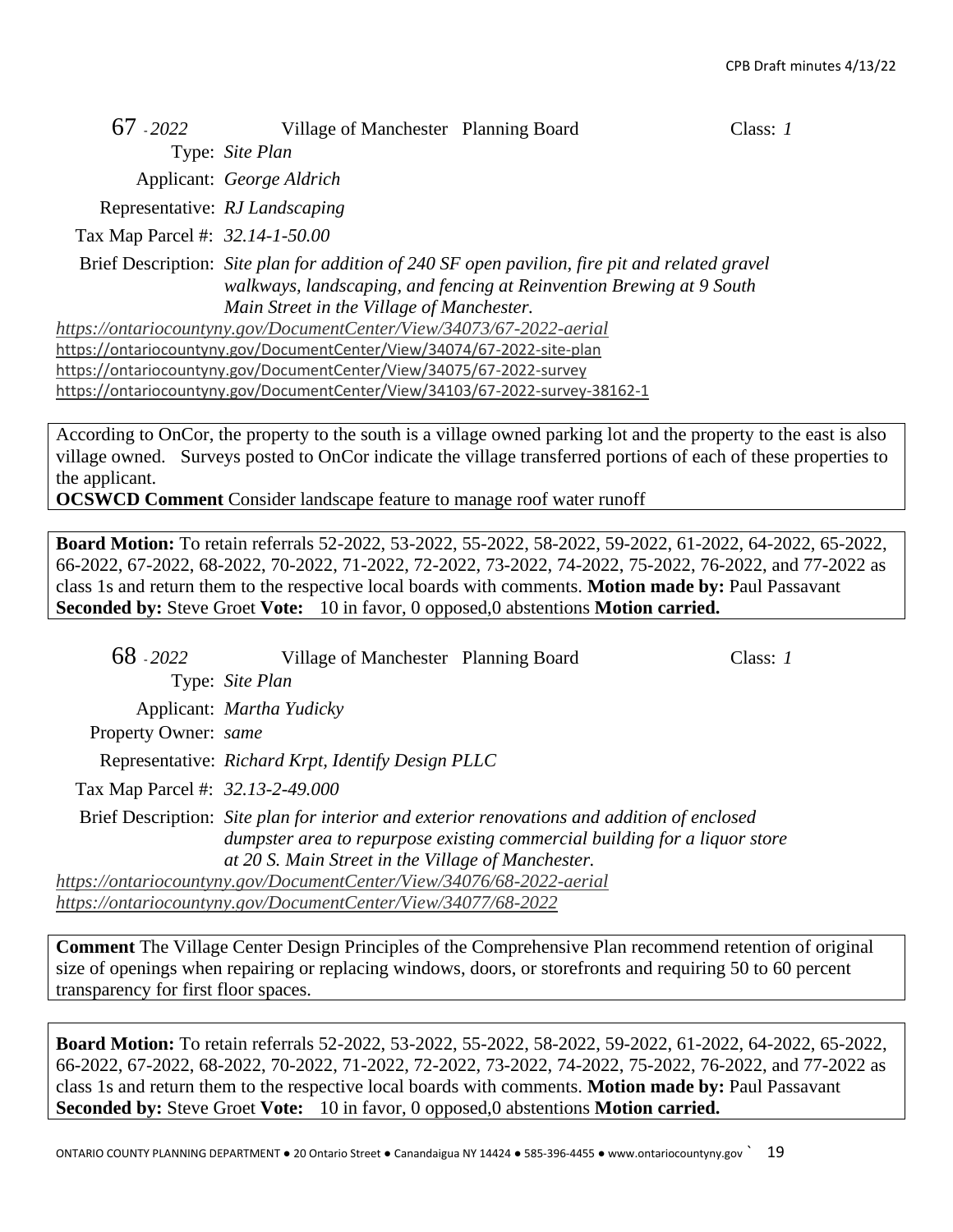67 - *2022* Village of Manchester Planning Board Class: *1*

Type: *Site Plan*

Applicant: *George Aldrich*

Representative: *RJ Landscaping*

Tax Map Parcel #: *32.14-1-50.00*

Brief Description: *Site plan for addition of 240 SF open pavilion, fire pit and related gravel walkways, landscaping, and fencing at Reinvention Brewing at 9 South Main Street in the Village of Manchester.*

*https://ontariocountyny.gov/DocumentCenter/View/34073/67-2022-aerial*
https://ontariocountyny.gov/DocumentCenter/View/34074/67-2022-site-plan
https://ontariocountyny.gov/DocumentCenter/View/34075/67-2022-survey
https://ontariocountyny.gov/DocumentCenter/View/34103/67-2022-survey-38162-1

According to OnCor, the property to the south is a village owned parking lot and the property to the east is also village owned. Surveys posted to OnCor indicate the village transferred portions of each of these properties to the applicant.

**OCSWCD Comment** Consider landscape feature to manage roof water runoff

**Board Motion:** To retain referrals 52-2022, 53-2022, 55-2022, 58-2022, 59-2022, 61-2022, 64-2022, 65-2022, 66-2022, 67-2022, 68-2022, 70-2022, 71-2022, 72-2022, 73-2022, 74-2022, 75-2022, 76-2022, and 77-2022 as class 1s and return them to the respective local boards with comments. **Motion made by:** Paul Passavant **Seconded by:** Steve Groet **Vote:** 10 in favor, 0 opposed,0 abstentions **Motion carried.**

68 - *2022* Village of Manchester Planning Board Class: *1*

Type: *Site Plan*

Applicant: *Martha Yudicky*

Property Owner: *same*

Representative: *Richard Krpt, Identify Design PLLC*

Tax Map Parcel #: *32.13-2-49.000*

Brief Description: *Site plan for interior and exterior renovations and addition of enclosed dumpster area to repurpose existing commercial building for a liquor store at 20 S. Main Street in the Village of Manchester.*

*https://ontariocountyny.gov/DocumentCenter/View/34076/68-2022-aerial*
*https://ontariocountyny.gov/DocumentCenter/View/34077/68-2022*

**Comment** The Village Center Design Principles of the Comprehensive Plan recommend retention of original size of openings when repairing or replacing windows, doors, or storefronts and requiring 50 to 60 percent transparency for first floor spaces.

**Board Motion:** To retain referrals 52-2022, 53-2022, 55-2022, 58-2022, 59-2022, 61-2022, 64-2022, 65-2022, 66-2022, 67-2022, 68-2022, 70-2022, 71-2022, 72-2022, 73-2022, 74-2022, 75-2022, 76-2022, and 77-2022 as class 1s and return them to the respective local boards with comments. **Motion made by:** Paul Passavant **Seconded by:** Steve Groet **Vote:** 10 in favor, 0 opposed,0 abstentions **Motion carried.**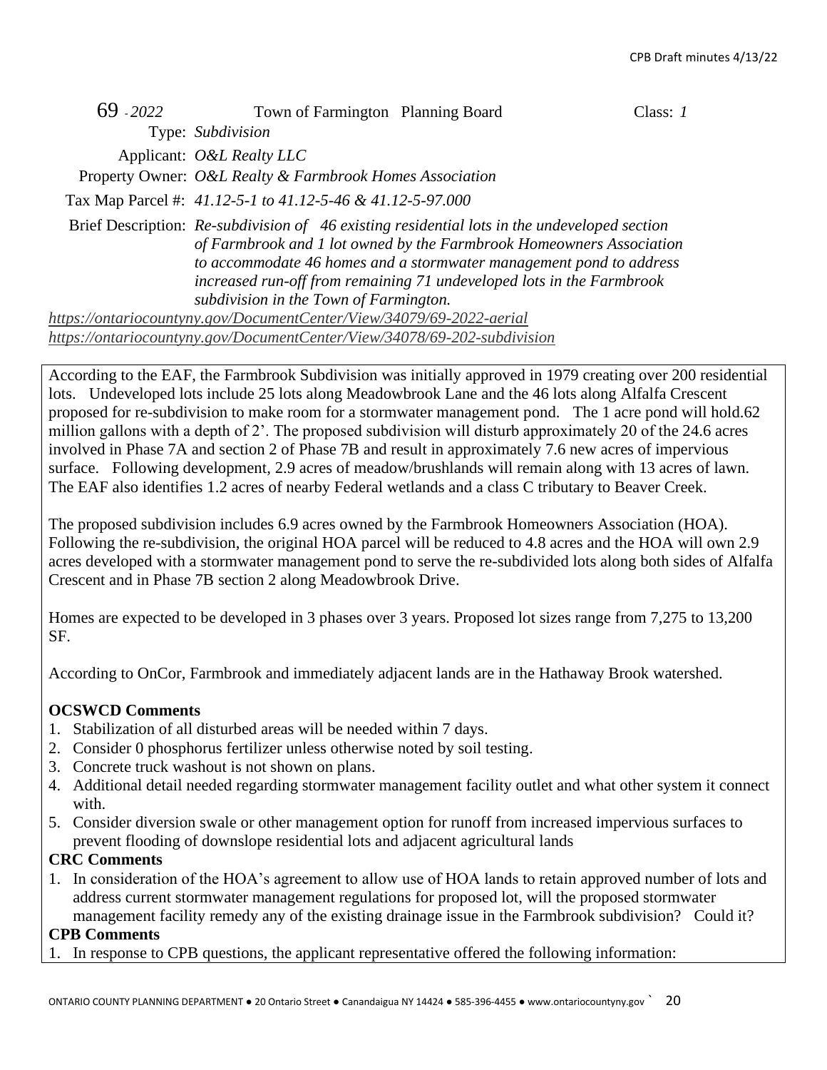69 - *2022* Town of Farmington Planning Board Class: *1*

Type: *Subdivision*

Applicant: *O&L Realty LLC*

Property Owner: *O&L Realty & Farmbrook Homes Association*

Tax Map Parcel #: *41.12-5-1 to 41.12-5-46 & 41.12-5-97.000*

Brief Description: *Re-subdivision of 46 existing residential lots in the undeveloped section of Farmbrook and 1 lot owned by the Farmbrook Homeowners Association to accommodate 46 homes and a stormwater management pond to address increased run-off from remaining 71 undeveloped lots in the Farmbrook subdivision in the Town of Farmington.*

*https://ontariocountyny.gov/DocumentCenter/View/34079/69-2022-aerial*
*https://ontariocountyny.gov/DocumentCenter/View/34078/69-202-subdivision*

According to the EAF, the Farmbrook Subdivision was initially approved in 1979 creating over 200 residential lots. Undeveloped lots include 25 lots along Meadowbrook Lane and the 46 lots along Alfalfa Crescent proposed for re-subdivision to make room for a stormwater management pond. The 1 acre pond will hold.62 million gallons with a depth of 2'. The proposed subdivision will disturb approximately 20 of the 24.6 acres involved in Phase 7A and section 2 of Phase 7B and result in approximately 7.6 new acres of impervious surface. Following development, 2.9 acres of meadow/brushlands will remain along with 13 acres of lawn. The EAF also identifies 1.2 acres of nearby Federal wetlands and a class C tributary to Beaver Creek.

The proposed subdivision includes 6.9 acres owned by the Farmbrook Homeowners Association (HOA). Following the re-subdivision, the original HOA parcel will be reduced to 4.8 acres and the HOA will own 2.9 acres developed with a stormwater management pond to serve the re-subdivided lots along both sides of Alfalfa Crescent and in Phase 7B section 2 along Meadowbrook Drive.

Homes are expected to be developed in 3 phases over 3 years. Proposed lot sizes range from 7,275 to 13,200 SF.

According to OnCor, Farmbrook and immediately adjacent lands are in the Hathaway Brook watershed.

**OCSWCD Comments**

1. Stabilization of all disturbed areas will be needed within 7 days.
2. Consider 0 phosphorus fertilizer unless otherwise noted by soil testing.
3. Concrete truck washout is not shown on plans.
4. Additional detail needed regarding stormwater management facility outlet and what other system it connect with.
5. Consider diversion swale or other management option for runoff from increased impervious surfaces to prevent flooding of downslope residential lots and adjacent agricultural lands

**CRC Comments**

1. In consideration of the HOA's agreement to allow use of HOA lands to retain approved number of lots and address current stormwater management regulations for proposed lot, will the proposed stormwater management facility remedy any of the existing drainage issue in the Farmbrook subdivision? Could it?

**CPB Comments**

1. In response to CPB questions, the applicant representative offered the following information: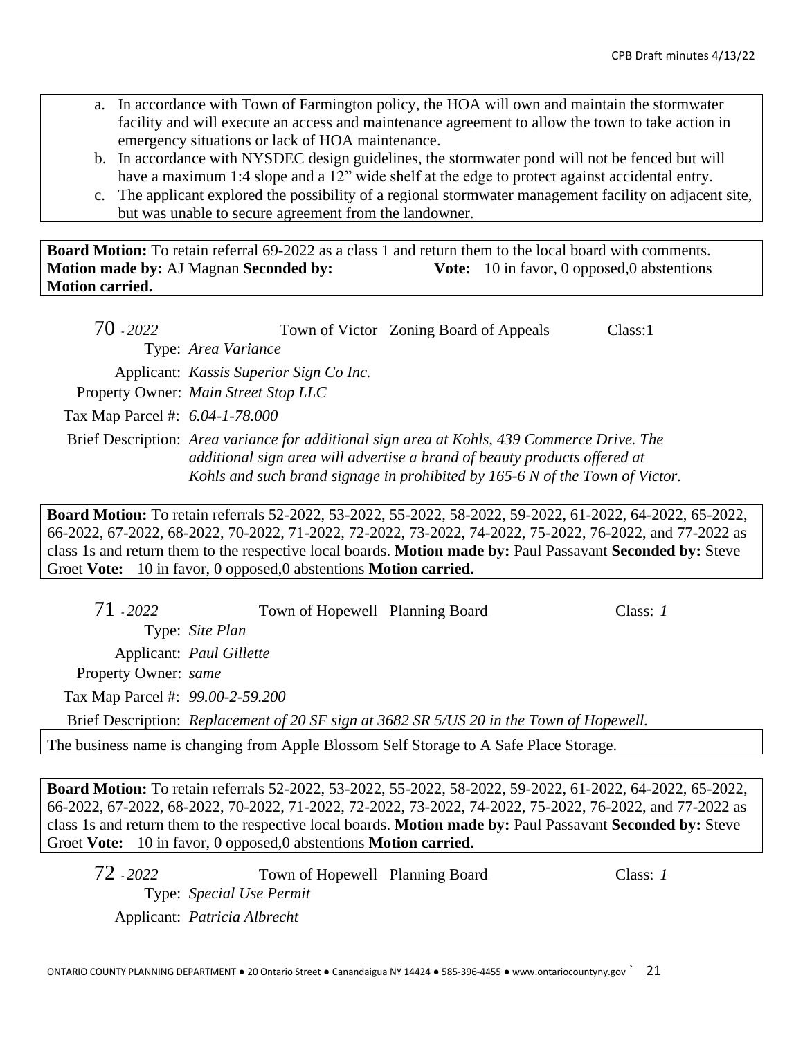a. In accordance with Town of Farmington policy, the HOA will own and maintain the stormwater facility and will execute an access and maintenance agreement to allow the town to take action in emergency situations or lack of HOA maintenance.
b. In accordance with NYSDEC design guidelines, the stormwater pond will not be fenced but will have a maximum 1:4 slope and a 12" wide shelf at the edge to protect against accidental entry.
c. The applicant explored the possibility of a regional stormwater management facility on adjacent site, but was unable to secure agreement from the landowner.

**Board Motion:** To retain referral 69-2022 as a class 1 and return them to the local board with comments. **Motion made by:** AJ Magnan **Seconded by:** **Vote:** 10 in favor, 0 opposed,0 abstentions **Motion carried.**

70 - *2022* Town of Victor Zoning Board of Appeals Class:1

Type: *Area Variance*

Applicant: *Kassis Superior Sign Co Inc.*

Property Owner: *Main Street Stop LLC*

Tax Map Parcel #: *6.04-1-78.000*

Brief Description: *Area variance for additional sign area at Kohls, 439 Commerce Drive. The additional sign area will advertise a brand of beauty products offered at Kohls and such brand signage in prohibited by 165-6 N of the Town of Victor.*

**Board Motion:** To retain referrals 52-2022, 53-2022, 55-2022, 58-2022, 59-2022, 61-2022, 64-2022, 65-2022, 66-2022, 67-2022, 68-2022, 70-2022, 71-2022, 72-2022, 73-2022, 74-2022, 75-2022, 76-2022, and 77-2022 as class 1s and return them to the respective local boards. **Motion made by:** Paul Passavant **Seconded by:** Steve Groet **Vote:** 10 in favor, 0 opposed,0 abstentions **Motion carried.**

71 - *2022* Town of Hopewell Planning Board Class: *1*

Type: *Site Plan*

Applicant: *Paul Gillette*

Property Owner: *same*

Tax Map Parcel #: *99.00-2-59.200*

Brief Description: *Replacement of 20 SF sign at 3682 SR 5/US 20 in the Town of Hopewell.*

The business name is changing from Apple Blossom Self Storage to A Safe Place Storage.

**Board Motion:** To retain referrals 52-2022, 53-2022, 55-2022, 58-2022, 59-2022, 61-2022, 64-2022, 65-2022, 66-2022, 67-2022, 68-2022, 70-2022, 71-2022, 72-2022, 73-2022, 74-2022, 75-2022, 76-2022, and 77-2022 as class 1s and return them to the respective local boards. **Motion made by:** Paul Passavant **Seconded by:** Steve Groet **Vote:** 10 in favor, 0 opposed,0 abstentions **Motion carried.**

72 - *2022* Town of Hopewell Planning Board Class: *1*

Type: *Special Use Permit*

Applicant: *Patricia Albrecht*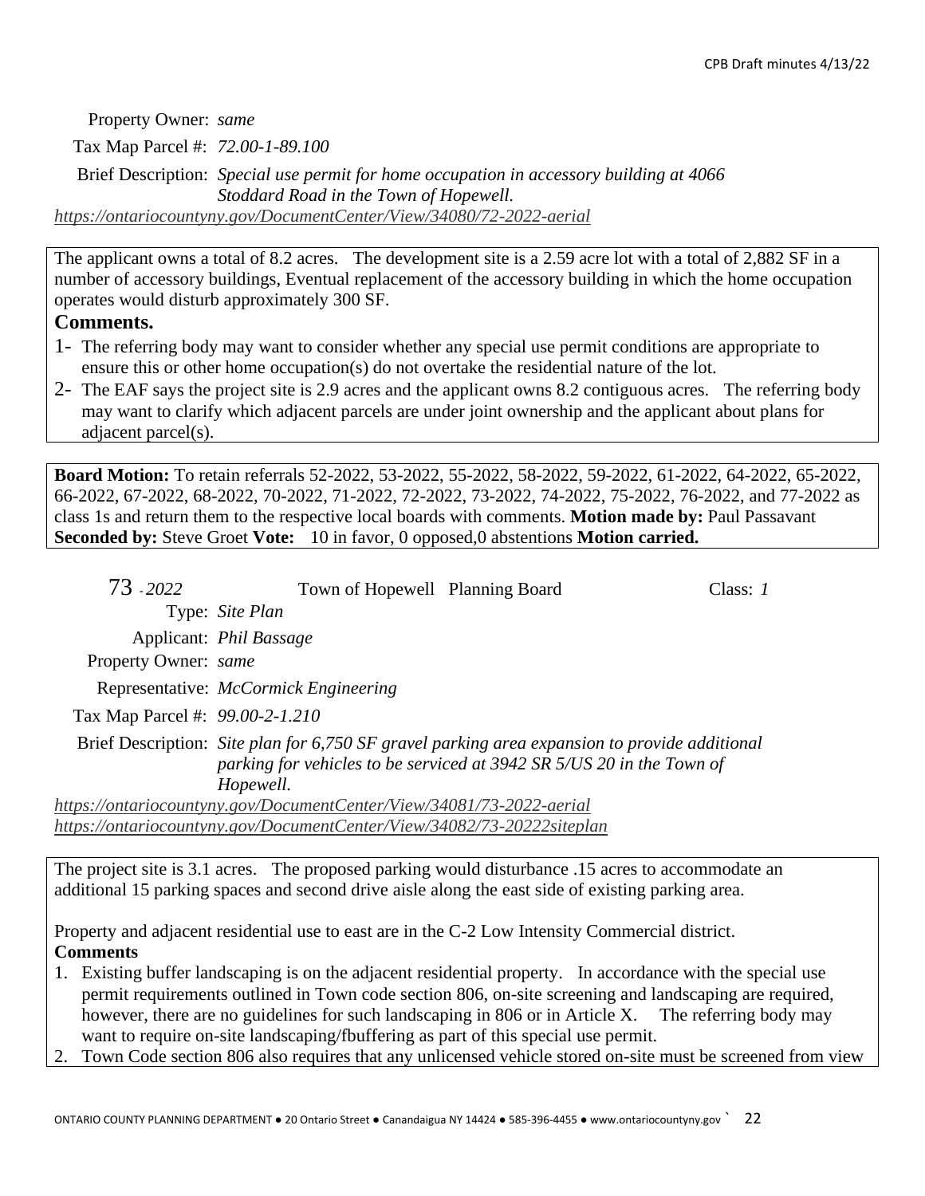Property Owner: *same*

Tax Map Parcel #: *72.00-1-89.100*

Brief Description: *Special use permit for home occupation in accessory building at 4066 Stoddard Road in the Town of Hopewell.*

https://ontariocountyny.gov/DocumentCenter/View/34080/72-2022-aerial

The applicant owns a total of 8.2 acres. The development site is a 2.59 acre lot with a total of 2,882 SF in a number of accessory buildings, Eventual replacement of the accessory building in which the home occupation operates would disturb approximately 300 SF.

### Comments.

1- The referring body may want to consider whether any special use permit conditions are appropriate to ensure this or other home occupation(s) do not overtake the residential nature of the lot.

2- The EAF says the project site is 2.9 acres and the applicant owns 8.2 contiguous acres. The referring body may want to clarify which adjacent parcels are under joint ownership and the applicant about plans for adjacent parcel(s).

**Board Motion:** To retain referrals 52-2022, 53-2022, 55-2022, 58-2022, 59-2022, 61-2022, 64-2022, 65-2022, 66-2022, 67-2022, 68-2022, 70-2022, 71-2022, 72-2022, 73-2022, 74-2022, 75-2022, 76-2022, and 77-2022 as class 1s and return them to the respective local boards with comments. **Motion made by:** Paul Passavant **Seconded by:** Steve Groet **Vote:** 10 in favor, 0 opposed,0 abstentions **Motion carried.**

73 - *2022* Town of Hopewell Planning Board Class: *1*

Type: *Site Plan*

Applicant: *Phil Bassage*

Property Owner: *same*

Representative: *McCormick Engineering*

Tax Map Parcel #: *99.00-2-1.210*

Brief Description: *Site plan for 6,750 SF gravel parking area expansion to provide additional parking for vehicles to be serviced at 3942 SR 5/US 20 in the Town of Hopewell.*

https://ontariocountyny.gov/DocumentCenter/View/34081/73-2022-aerial
https://ontariocountyny.gov/DocumentCenter/View/34082/73-20222siteplan

The project site is 3.1 acres. The proposed parking would disturbance .15 acres to accommodate an additional 15 parking spaces and second drive aisle along the east side of existing parking area.

Property and adjacent residential use to east are in the C-2 Low Intensity Commercial district.

**Comments**

1. Existing buffer landscaping is on the adjacent residential property. In accordance with the special use permit requirements outlined in Town code section 806, on-site screening and landscaping are required, however, there are no guidelines for such landscaping in 806 or in Article X. The referring body may want to require on-site landscaping/fbuffering as part of this special use permit.
2. Town Code section 806 also requires that any unlicensed vehicle stored on-site must be screened from view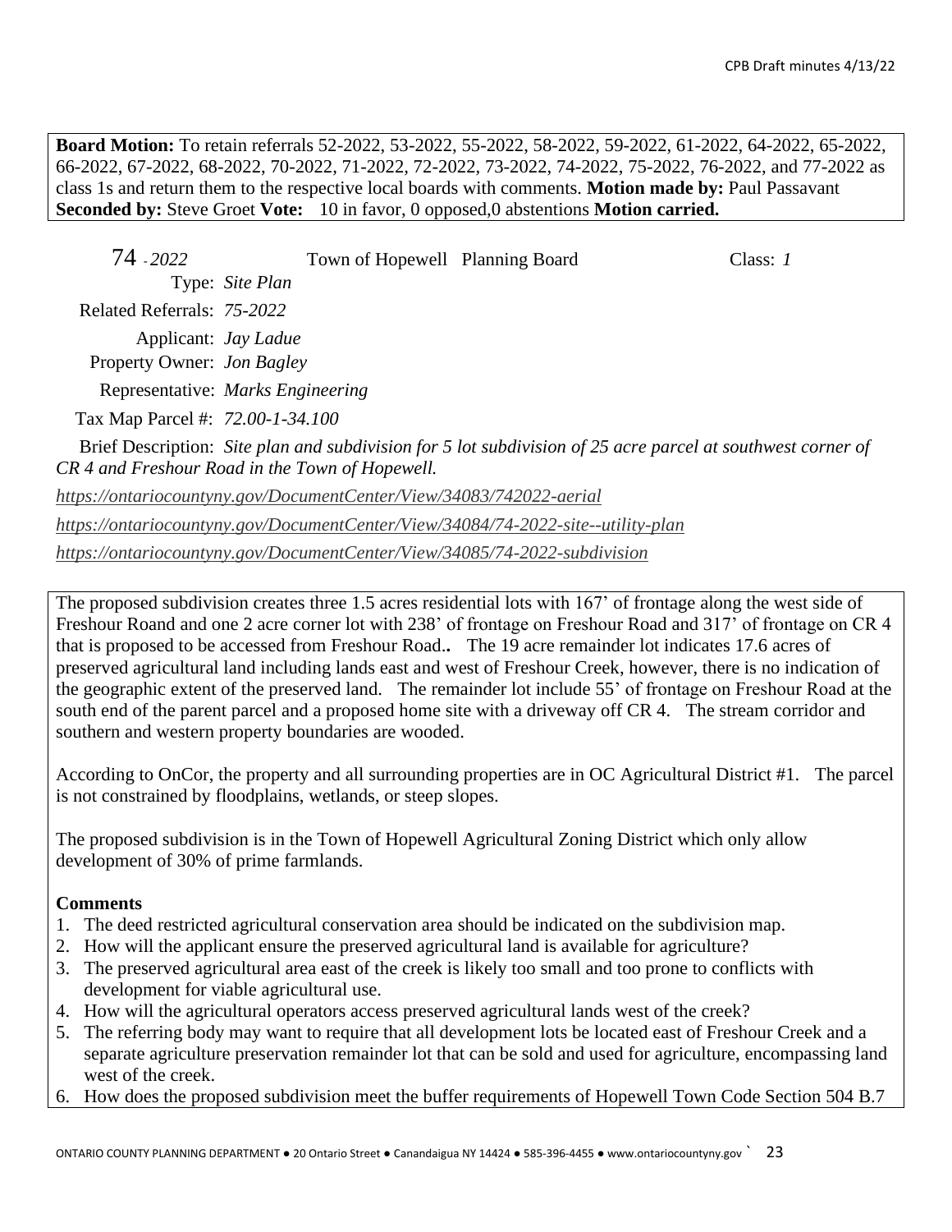**Board Motion:** To retain referrals 52-2022, 53-2022, 55-2022, 58-2022, 59-2022, 61-2022, 64-2022, 65-2022, 66-2022, 67-2022, 68-2022, 70-2022, 71-2022, 72-2022, 73-2022, 74-2022, 75-2022, 76-2022, and 77-2022 as class 1s and return them to the respective local boards with comments. **Motion made by:** Paul Passavant **Seconded by:** Steve Groet **Vote:** 10 in favor, 0 opposed,0 abstentions **Motion carried.**

74 - *2022* Town of Hopewell Planning Board Class: *1*

Type: *Site Plan*

Related Referrals: *75-2022*

Applicant: *Jay Ladue*

Property Owner: *Jon Bagley*

Representative: *Marks Engineering*

Tax Map Parcel #: *72.00-1-34.100*

Brief Description: *Site plan and subdivision for 5 lot subdivision of 25 acre parcel at southwest corner of CR 4 and Freshour Road in the Town of Hopewell.*

*https://ontariocountyny.gov/DocumentCenter/View/34083/742022-aerial*

*https://ontariocountyny.gov/DocumentCenter/View/34084/74-2022-site--utility-plan*

*https://ontariocountyny.gov/DocumentCenter/View/34085/74-2022-subdivision*

The proposed subdivision creates three 1.5 acres residential lots with 167' of frontage along the west side of Freshour Roand and one 2 acre corner lot with 238' of frontage on Freshour Road and 317' of frontage on CR 4 that is proposed to be accessed from Freshour Road.**.** The 19 acre remainder lot indicates 17.6 acres of preserved agricultural land including lands east and west of Freshour Creek, however, there is no indication of the geographic extent of the preserved land. The remainder lot include 55' of frontage on Freshour Road at the south end of the parent parcel and a proposed home site with a driveway off CR 4. The stream corridor and southern and western property boundaries are wooded.

According to OnCor, the property and all surrounding properties are in OC Agricultural District #1. The parcel is not constrained by floodplains, wetlands, or steep slopes.

The proposed subdivision is in the Town of Hopewell Agricultural Zoning District which only allow development of 30% of prime farmlands.

**Comments**

1. The deed restricted agricultural conservation area should be indicated on the subdivision map.
2. How will the applicant ensure the preserved agricultural land is available for agriculture?
3. The preserved agricultural area east of the creek is likely too small and too prone to conflicts with development for viable agricultural use.
4. How will the agricultural operators access preserved agricultural lands west of the creek?
5. The referring body may want to require that all development lots be located east of Freshour Creek and a separate agriculture preservation remainder lot that can be sold and used for agriculture, encompassing land west of the creek.
6. How does the proposed subdivision meet the buffer requirements of Hopewell Town Code Section 504 B.7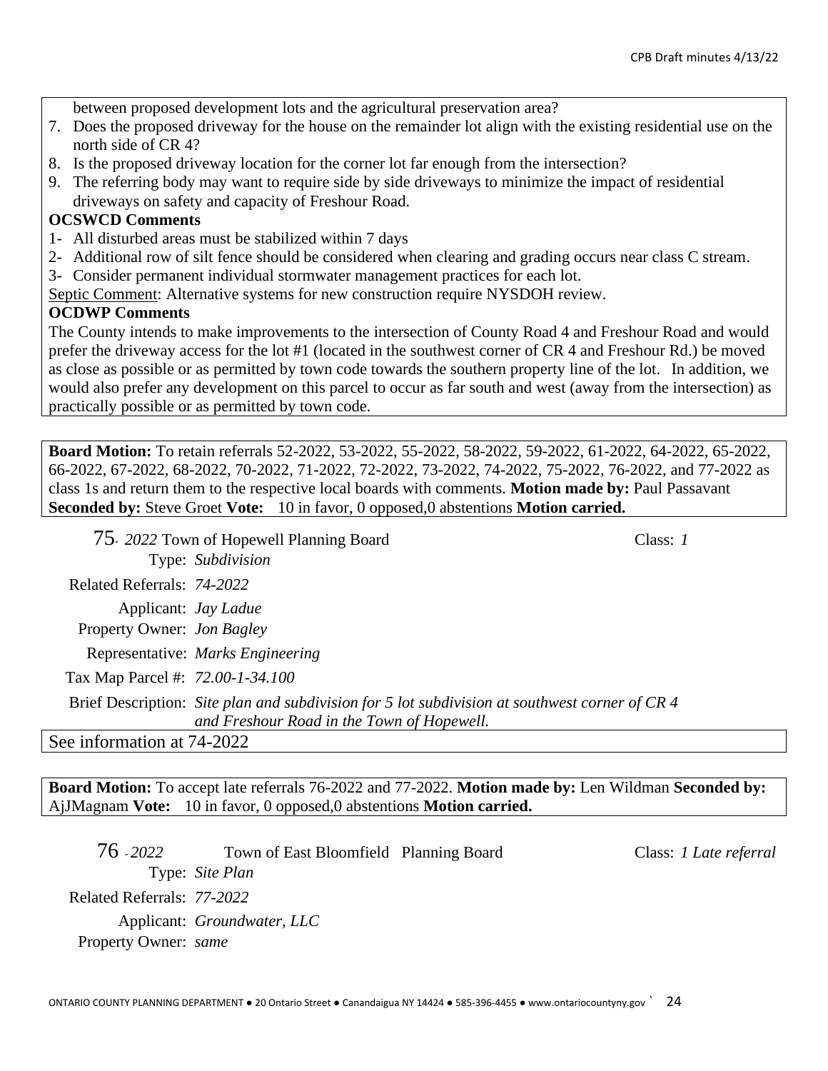between proposed development lots and the agricultural preservation area?

7. Does the proposed driveway for the house on the remainder lot align with the existing residential use on the north side of CR 4?
8. Is the proposed driveway location for the corner lot far enough from the intersection?
9. The referring body may want to require side by side driveways to minimize the impact of residential driveways on safety and capacity of Freshour Road.

**OCSWCD Comments**

1- All disturbed areas must be stabilized within 7 days

2- Additional row of silt fence should be considered when clearing and grading occurs near class C stream.

3- Consider permanent individual stormwater management practices for each lot.

Septic Comment: Alternative systems for new construction require NYSDOH review.

**OCDWP Comments**

The County intends to make improvements to the intersection of County Road 4 and Freshour Road and would prefer the driveway access for the lot #1 (located in the southwest corner of CR 4 and Freshour Rd.) be moved as close as possible or as permitted by town code towards the southern property line of the lot. In addition, we would also prefer any development on this parcel to occur as far south and west (away from the intersection) as practically possible or as permitted by town code.

**Board Motion:** To retain referrals 52-2022, 53-2022, 55-2022, 58-2022, 59-2022, 61-2022, 64-2022, 65-2022, 66-2022, 67-2022, 68-2022, 70-2022, 71-2022, 72-2022, 73-2022, 74-2022, 75-2022, 76-2022, and 77-2022 as class 1s and return them to the respective local boards with comments. **Motion made by:** Paul Passavant **Seconded by:** Steve Groet **Vote:** 10 in favor, 0 opposed,0 abstentions **Motion carried.**

75- *2022* Town of Hopewell Planning Board — Class: *1*

Type: *Subdivision*

Related Referrals: *74-2022*

Applicant: *Jay Ladue*

Property Owner: *Jon Bagley*

Representative: *Marks Engineering*

Tax Map Parcel #: *72.00-1-34.100*

Brief Description: *Site plan and subdivision for 5 lot subdivision at southwest corner of CR 4 and Freshour Road in the Town of Hopewell.*

See information at 74-2022

**Board Motion:** To accept late referrals 76-2022 and 77-2022. **Motion made by:** Len Wildman **Seconded by:** AjJMagnam **Vote:** 10 in favor, 0 opposed,0 abstentions **Motion carried.**

76 - *2022* Town of East Bloomfield Planning Board — Class: *1 Late referral*

Type: *Site Plan*

Related Referrals: *77-2022*

Applicant: *Groundwater, LLC*

Property Owner: *same*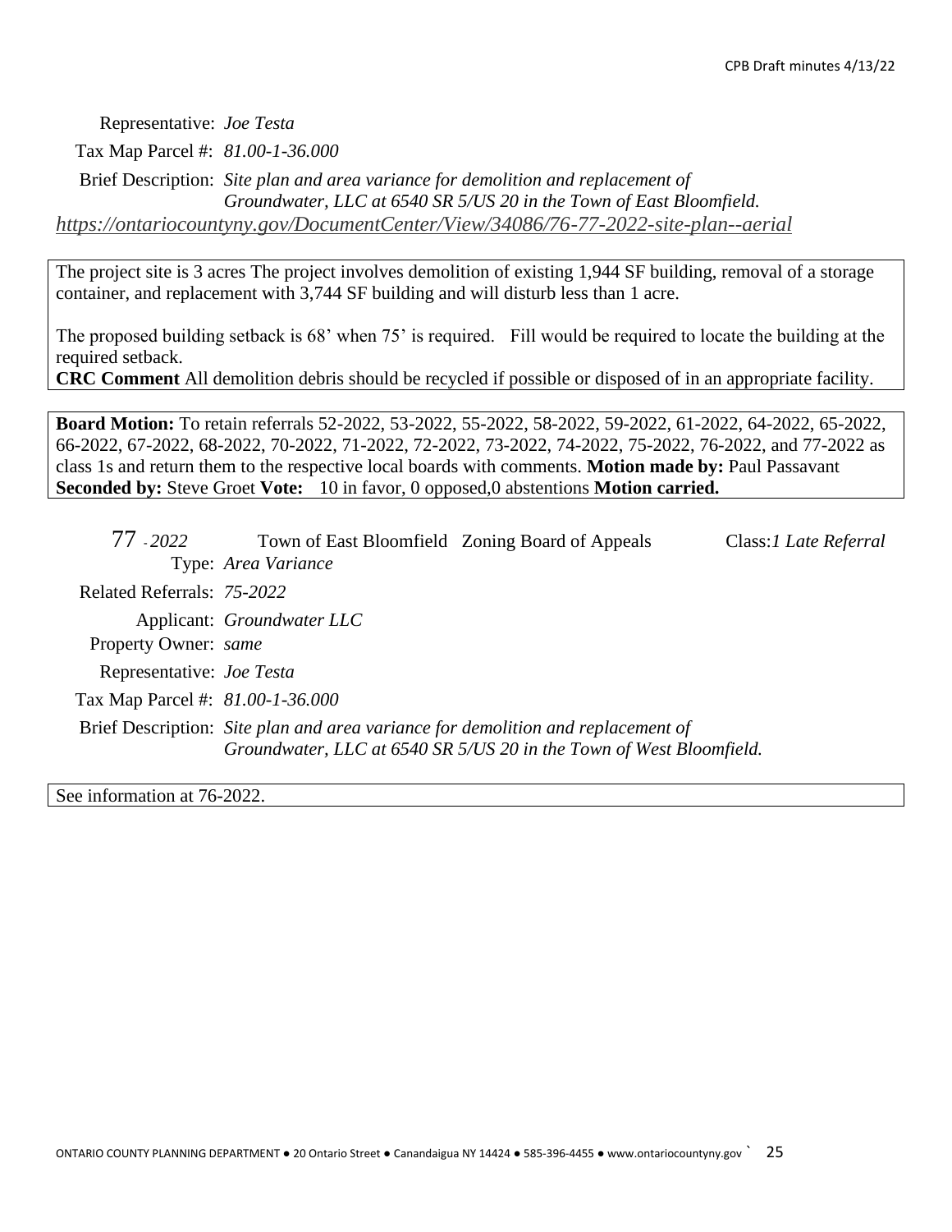Representative: *Joe Testa*

Tax Map Parcel #: *81.00-1-36.000*

Brief Description: *Site plan and area variance for demolition and replacement of Groundwater, LLC at 6540 SR 5/US 20 in the Town of East Bloomfield.*

*https://ontariocountyny.gov/DocumentCenter/View/34086/76-77-2022-site-plan--aerial*

The project site is 3 acres The project involves demolition of existing 1,944 SF building, removal of a storage container, and replacement with 3,744 SF building and will disturb less than 1 acre.

The proposed building setback is 68' when 75' is required. Fill would be required to locate the building at the required setback.

**CRC Comment** All demolition debris should be recycled if possible or disposed of in an appropriate facility.

**Board Motion:** To retain referrals 52-2022, 53-2022, 55-2022, 58-2022, 59-2022, 61-2022, 64-2022, 65-2022, 66-2022, 67-2022, 68-2022, 70-2022, 71-2022, 72-2022, 73-2022, 74-2022, 75-2022, 76-2022, and 77-2022 as class 1s and return them to the respective local boards with comments. **Motion made by:** Paul Passavant **Seconded by:** Steve Groet **Vote:** 10 in favor, 0 opposed,0 abstentions **Motion carried.**

77 - *2022* Town of East Bloomfield Zoning Board of Appeals Class:*1 Late Referral*

Type: *Area Variance*

Related Referrals: *75-2022*

Applicant: *Groundwater LLC*

Property Owner: *same*

Representative: *Joe Testa*

Tax Map Parcel #: *81.00-1-36.000*

Brief Description: *Site plan and area variance for demolition and replacement of Groundwater, LLC at 6540 SR 5/US 20 in the Town of West Bloomfield.*

See information at 76-2022.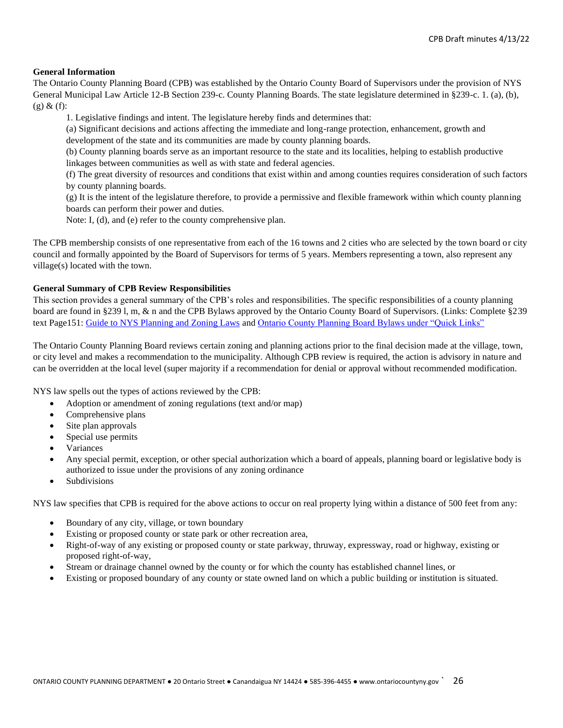**General Information**

The Ontario County Planning Board (CPB) was established by the Ontario County Board of Supervisors under the provision of NYS General Municipal Law Article 12-B Section 239-c. County Planning Boards. The state legislature determined in §239-c. 1. (a), (b), (g) & (f):

> 1. Legislative findings and intent. The legislature hereby finds and determines that:
>
> (a) Significant decisions and actions affecting the immediate and long-range protection, enhancement, growth and development of the state and its communities are made by county planning boards.
>
> (b) County planning boards serve as an important resource to the state and its localities, helping to establish productive linkages between communities as well as with state and federal agencies.
>
> (f) The great diversity of resources and conditions that exist within and among counties requires consideration of such factors by county planning boards.
>
> (g) It is the intent of the legislature therefore, to provide a permissive and flexible framework within which county planning boards can perform their power and duties.
>
> Note: I, (d), and (e) refer to the county comprehensive plan.

The CPB membership consists of one representative from each of the 16 towns and 2 cities who are selected by the town board or city council and formally appointed by the Board of Supervisors for terms of 5 years. Members representing a town, also represent any village(s) located with the town.

**General Summary of CPB Review Responsibilities**

This section provides a general summary of the CPB's roles and responsibilities. The specific responsibilities of a county planning board are found in §239 l, m, & n and the CPB Bylaws approved by the Ontario County Board of Supervisors. (Links: Complete §239 text Page151: Guide to NYS Planning and Zoning Laws and Ontario County Planning Board Bylaws under "Quick Links"

The Ontario County Planning Board reviews certain zoning and planning actions prior to the final decision made at the village, town, or city level and makes a recommendation to the municipality. Although CPB review is required, the action is advisory in nature and can be overridden at the local level (super majority if a recommendation for denial or approval without recommended modification.

NYS law spells out the types of actions reviewed by the CPB:

- Adoption or amendment of zoning regulations (text and/or map)
- Comprehensive plans
- Site plan approvals
- Special use permits
- Variances
- Any special permit, exception, or other special authorization which a board of appeals, planning board or legislative body is authorized to issue under the provisions of any zoning ordinance
- Subdivisions

NYS law specifies that CPB is required for the above actions to occur on real property lying within a distance of 500 feet from any:

- Boundary of any city, village, or town boundary
- Existing or proposed county or state park or other recreation area,
- Right-of-way of any existing or proposed county or state parkway, thruway, expressway, road or highway, existing or proposed right-of-way,
- Stream or drainage channel owned by the county or for which the county has established channel lines, or
- Existing or proposed boundary of any county or state owned land on which a public building or institution is situated.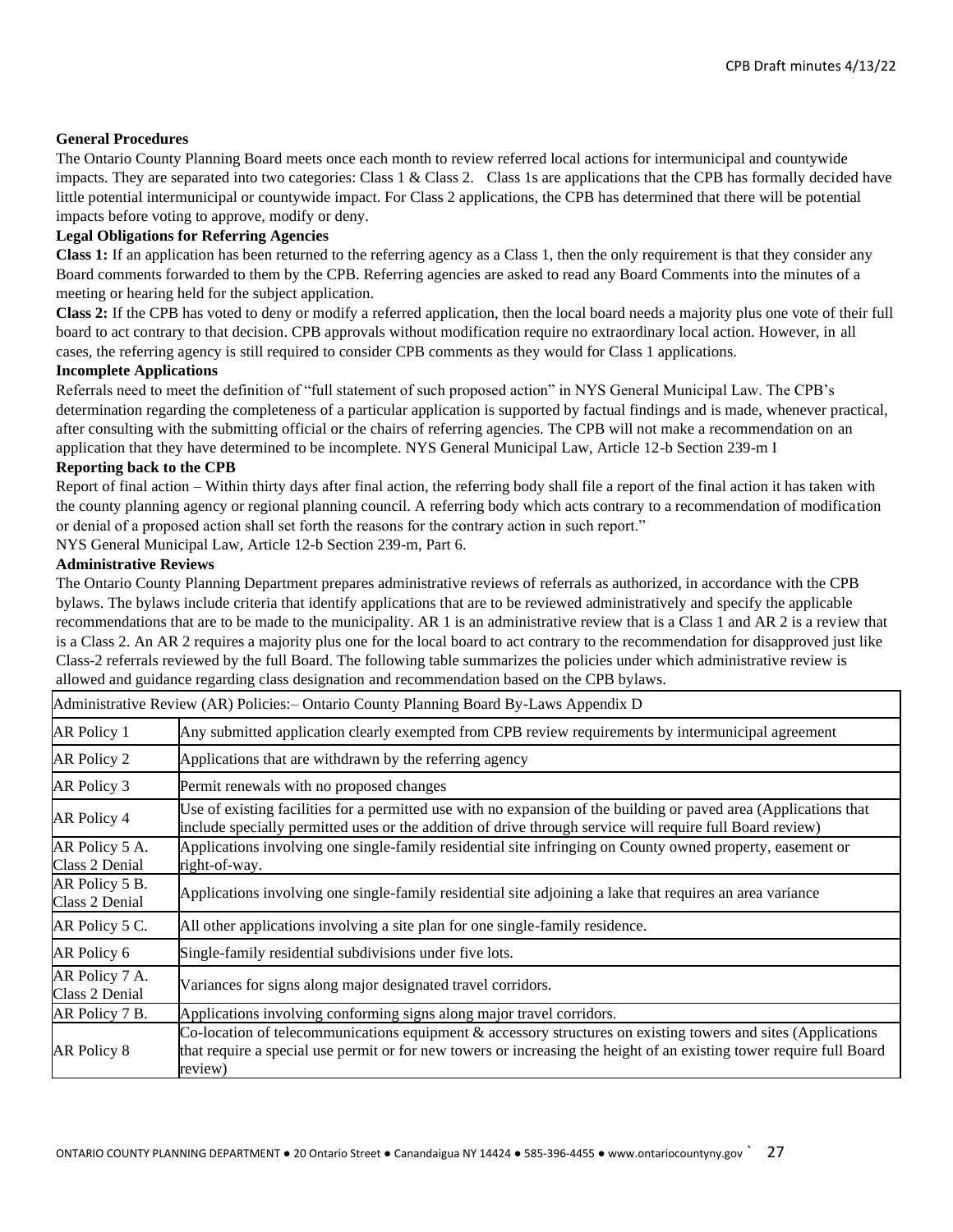**General Procedures**

The Ontario County Planning Board meets once each month to review referred local actions for intermunicipal and countywide impacts. They are separated into two categories: Class 1 & Class 2. Class 1s are applications that the CPB has formally decided have little potential intermunicipal or countywide impact. For Class 2 applications, the CPB has determined that there will be potential impacts before voting to approve, modify or deny.

**Legal Obligations for Referring Agencies**

**Class 1:** If an application has been returned to the referring agency as a Class 1, then the only requirement is that they consider any Board comments forwarded to them by the CPB. Referring agencies are asked to read any Board Comments into the minutes of a meeting or hearing held for the subject application.

**Class 2:** If the CPB has voted to deny or modify a referred application, then the local board needs a majority plus one vote of their full board to act contrary to that decision. CPB approvals without modification require no extraordinary local action. However, in all cases, the referring agency is still required to consider CPB comments as they would for Class 1 applications.

**Incomplete Applications**

Referrals need to meet the definition of "full statement of such proposed action" in NYS General Municipal Law. The CPB's determination regarding the completeness of a particular application is supported by factual findings and is made, whenever practical, after consulting with the submitting official or the chairs of referring agencies. The CPB will not make a recommendation on an application that they have determined to be incomplete. NYS General Municipal Law, Article 12-b Section 239-m I

**Reporting back to the CPB**

Report of final action – Within thirty days after final action, the referring body shall file a report of the final action it has taken with the county planning agency or regional planning council. A referring body which acts contrary to a recommendation of modification or denial of a proposed action shall set forth the reasons for the contrary action in such report."

NYS General Municipal Law, Article 12-b Section 239-m, Part 6.

**Administrative Reviews**

The Ontario County Planning Department prepares administrative reviews of referrals as authorized, in accordance with the CPB bylaws. The bylaws include criteria that identify applications that are to be reviewed administratively and specify the applicable recommendations that are to be made to the municipality. AR 1 is an administrative review that is a Class 1 and AR 2 is a review that is a Class 2. An AR 2 requires a majority plus one for the local board to act contrary to the recommendation for disapproved just like Class-2 referrals reviewed by the full Board. The following table summarizes the policies under which administrative review is allowed and guidance regarding class designation and recommendation based on the CPB bylaws.

| Administrative Review (AR) Policies:– Ontario County Planning Board By-Laws Appendix D | |
|---|---|
| AR Policy 1 | Any submitted application clearly exempted from CPB review requirements by intermunicipal agreement |
| AR Policy 2 | Applications that are withdrawn by the referring agency |
| AR Policy 3 | Permit renewals with no proposed changes |
| AR Policy 4 | Use of existing facilities for a permitted use with no expansion of the building or paved area (Applications that include specially permitted uses or the addition of drive through service will require full Board review) |
| AR Policy 5 A. Class 2 Denial | Applications involving one single-family residential site infringing on County owned property, easement or right-of-way. |
| AR Policy 5 B. Class 2 Denial | Applications involving one single-family residential site adjoining a lake that requires an area variance |
| AR Policy 5 C. | All other applications involving a site plan for one single-family residence. |
| AR Policy 6 | Single-family residential subdivisions under five lots. |
| AR Policy 7 A. Class 2 Denial | Variances for signs along major designated travel corridors. |
| AR Policy 7 B. | Applications involving conforming signs along major travel corridors. |
| AR Policy 8 | Co-location of telecommunications equipment & accessory structures on existing towers and sites (Applications that require a special use permit or for new towers or increasing the height of an existing tower require full Board review) |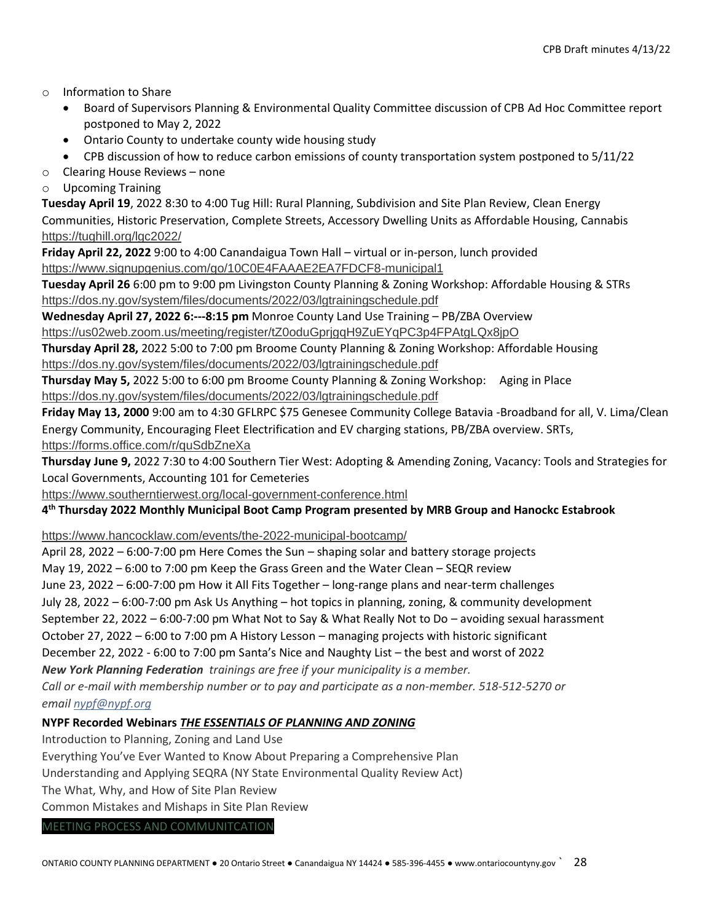- Information to Share
  - Board of Supervisors Planning & Environmental Quality Committee discussion of CPB Ad Hoc Committee report postponed to May 2, 2022
  - Ontario County to undertake county wide housing study
  - CPB discussion of how to reduce carbon emissions of county transportation system postponed to 5/11/22
- Clearing House Reviews – none
- Upcoming Training

**Tuesday April 19**, 2022 8:30 to 4:00 Tug Hill: Rural Planning, Subdivision and Site Plan Review, Clean Energy Communities, Historic Preservation, Complete Streets, Accessory Dwelling Units as Affordable Housing, Cannabis
https://tughill.org/lgc2022/

**Friday April 22, 2022** 9:00 to 4:00 Canandaigua Town Hall – virtual or in-person, lunch provided
https://www.signupgenius.com/go/10C0E4FAAAE2EA7FDCF8-municipal1

**Tuesday April 26** 6:00 pm to 9:00 pm Livingston County Planning & Zoning Workshop: Affordable Housing & STRs
https://dos.ny.gov/system/files/documents/2022/03/lgtrainingschedule.pdf

**Wednesday April 27, 2022 6:---8:15 pm** Monroe County Land Use Training – PB/ZBA Overview
https://us02web.zoom.us/meeting/register/tZ0oduGprjgqH9ZuEYqPC3p4FPAtgLQx8jpO

**Thursday April 28,** 2022 5:00 to 7:00 pm Broome County Planning & Zoning Workshop: Affordable Housing
https://dos.ny.gov/system/files/documents/2022/03/lgtrainingschedule.pdf

**Thursday May 5,** 2022 5:00 to 6:00 pm Broome County Planning & Zoning Workshop: Aging in Place
https://dos.ny.gov/system/files/documents/2022/03/lgtrainingschedule.pdf

**Friday May 13, 2000** 9:00 am to 4:30 GFLRPC $75 Genesee Community College Batavia -Broadband for all, V. Lima/Clean Energy Community, Encouraging Fleet Electrification and EV charging stations, PB/ZBA overview. SRTs,
https://forms.office.com/r/quSdbZneXa

**Thursday June 9,** 2022 7:30 to 4:00 Southern Tier West: Adopting & Amending Zoning, Vacancy: Tools and Strategies for Local Governments, Accounting 101 for Cemeteries
https://www.southerntierwest.org/local-government-conference.html

**4th Thursday 2022 Monthly Municipal Boot Camp Program presented by MRB Group and Hanockc Estabrook**

https://www.hancocklaw.com/events/the-2022-municipal-bootcamp/

April 28, 2022 – 6:00-7:00 pm Here Comes the Sun – shaping solar and battery storage projects
May 19, 2022 – 6:00 to 7:00 pm Keep the Grass Green and the Water Clean – SEQR review
June 23, 2022 – 6:00-7:00 pm How it All Fits Together – long-range plans and near-term challenges
July 28, 2022 – 6:00-7:00 pm Ask Us Anything – hot topics in planning, zoning, & community development
September 22, 2022 – 6:00-7:00 pm What Not to Say & What Really Not to Do – avoiding sexual harassment
October 27, 2022 – 6:00 to 7:00 pm A History Lesson – managing projects with historic significant
December 22, 2022 - 6:00 to 7:00 pm Santa's Nice and Naughty List – the best and worst of 2022

***New York Planning Federation*** *trainings are free if your municipality is a member.*
*Call or e-mail with membership number or to pay and participate as a non-member. 518-512-5270 or email nypf@nypf.org*

**NYPF Recorded Webinars *THE ESSENTIALS OF PLANNING AND ZONING***

Introduction to Planning, Zoning and Land Use
Everything You've Ever Wanted to Know About Preparing a Comprehensive Plan
Understanding and Applying SEQRA (NY State Environmental Quality Review Act)
The What, Why, and How of Site Plan Review
Common Mistakes and Mishaps in Site Plan Review

MEETING PROCESS AND COMMUNITCATION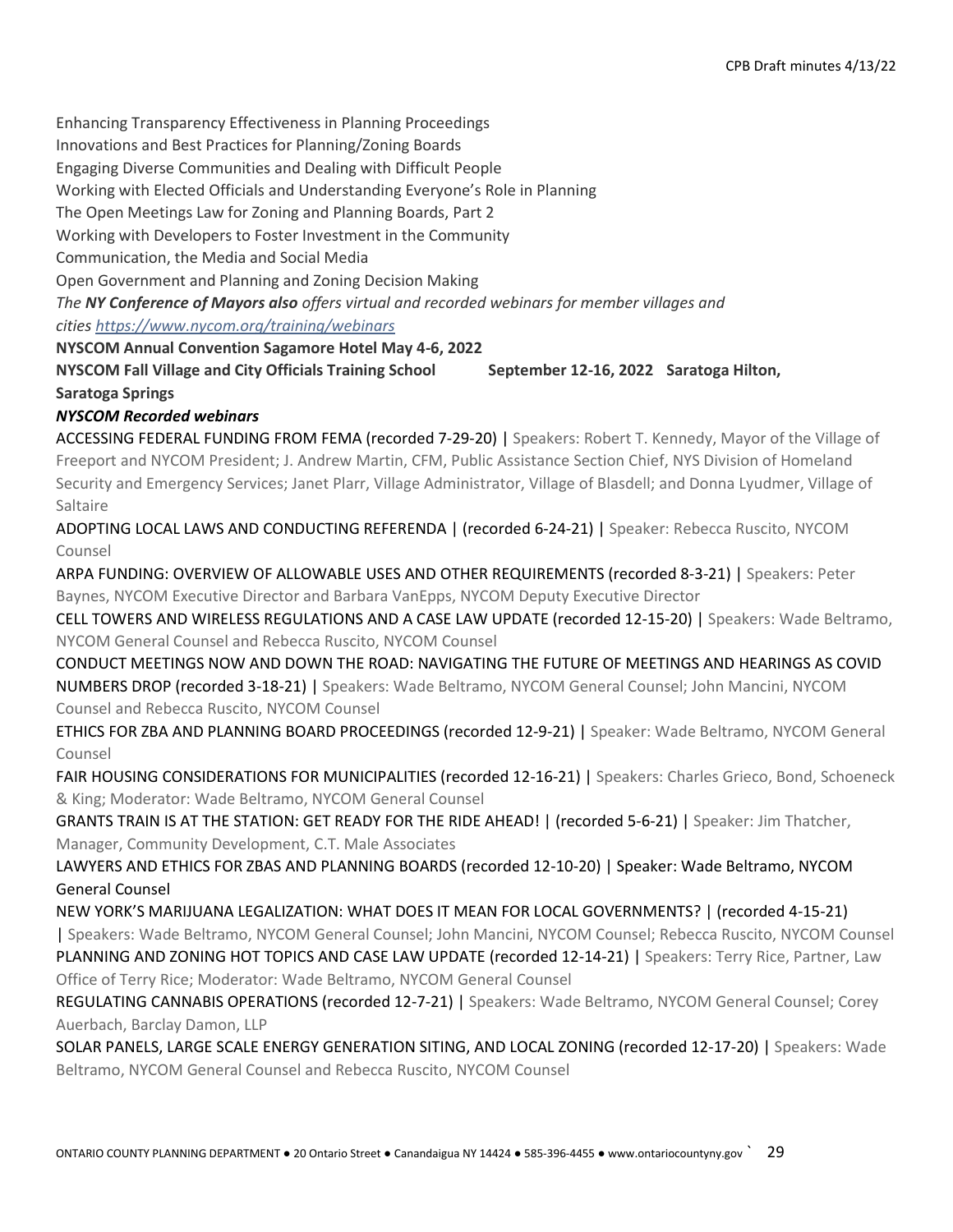Enhancing Transparency Effectiveness in Planning Proceedings

Innovations and Best Practices for Planning/Zoning Boards

Engaging Diverse Communities and Dealing with Difficult People

Working with Elected Officials and Understanding Everyone's Role in Planning

The Open Meetings Law for Zoning and Planning Boards, Part 2

Working with Developers to Foster Investment in the Community

Communication, the Media and Social Media

Open Government and Planning and Zoning Decision Making

*The **NY Conference of Mayors also** offers virtual and recorded webinars for member villages and cities* [https://www.nycom.org/training/webinars](https://www.nycom.org/training/webinars)

**NYSCOM Annual Convention Sagamore Hotel May 4-6, 2022**

**NYSCOM Fall Village and City Officials Training School September 12-16, 2022 Saratoga Hilton, Saratoga Springs**

***NYSCOM Recorded webinars***

ACCESSING FEDERAL FUNDING FROM FEMA (recorded 7-29-20) | Speakers: Robert T. Kennedy, Mayor of the Village of Freeport and NYCOM President; J. Andrew Martin, CFM, Public Assistance Section Chief, NYS Division of Homeland Security and Emergency Services; Janet Plarr, Village Administrator, Village of Blasdell; and Donna Lyudmer, Village of Saltaire

ADOPTING LOCAL LAWS AND CONDUCTING REFERENDA | (recorded 6-24-21) | Speaker: Rebecca Ruscito, NYCOM Counsel

ARPA FUNDING: OVERVIEW OF ALLOWABLE USES AND OTHER REQUIREMENTS (recorded 8-3-21) | Speakers: Peter Baynes, NYCOM Executive Director and Barbara VanEpps, NYCOM Deputy Executive Director

CELL TOWERS AND WIRELESS REGULATIONS AND A CASE LAW UPDATE (recorded 12-15-20) | Speakers: Wade Beltramo, NYCOM General Counsel and Rebecca Ruscito, NYCOM Counsel

CONDUCT MEETINGS NOW AND DOWN THE ROAD: NAVIGATING THE FUTURE OF MEETINGS AND HEARINGS AS COVID NUMBERS DROP (recorded 3-18-21) | Speakers: Wade Beltramo, NYCOM General Counsel; John Mancini, NYCOM Counsel and Rebecca Ruscito, NYCOM Counsel

ETHICS FOR ZBA AND PLANNING BOARD PROCEEDINGS (recorded 12-9-21) | Speaker: Wade Beltramo, NYCOM General Counsel

FAIR HOUSING CONSIDERATIONS FOR MUNICIPALITIES (recorded 12-16-21) | Speakers: Charles Grieco, Bond, Schoeneck & King; Moderator: Wade Beltramo, NYCOM General Counsel

GRANTS TRAIN IS AT THE STATION: GET READY FOR THE RIDE AHEAD! | (recorded 5-6-21) | Speaker: Jim Thatcher, Manager, Community Development, C.T. Male Associates

LAWYERS AND ETHICS FOR ZBAS AND PLANNING BOARDS (recorded 12-10-20) | Speaker: Wade Beltramo, NYCOM General Counsel

NEW YORK'S MARIJUANA LEGALIZATION: WHAT DOES IT MEAN FOR LOCAL GOVERNMENTS? | (recorded 4-15-21) | Speakers: Wade Beltramo, NYCOM General Counsel; John Mancini, NYCOM Counsel; Rebecca Ruscito, NYCOM Counsel

PLANNING AND ZONING HOT TOPICS AND CASE LAW UPDATE (recorded 12-14-21) | Speakers: Terry Rice, Partner, Law Office of Terry Rice; Moderator: Wade Beltramo, NYCOM General Counsel

REGULATING CANNABIS OPERATIONS (recorded 12-7-21) | Speakers: Wade Beltramo, NYCOM General Counsel; Corey Auerbach, Barclay Damon, LLP

SOLAR PANELS, LARGE SCALE ENERGY GENERATION SITING, AND LOCAL ZONING (recorded 12-17-20) | Speakers: Wade Beltramo, NYCOM General Counsel and Rebecca Ruscito, NYCOM Counsel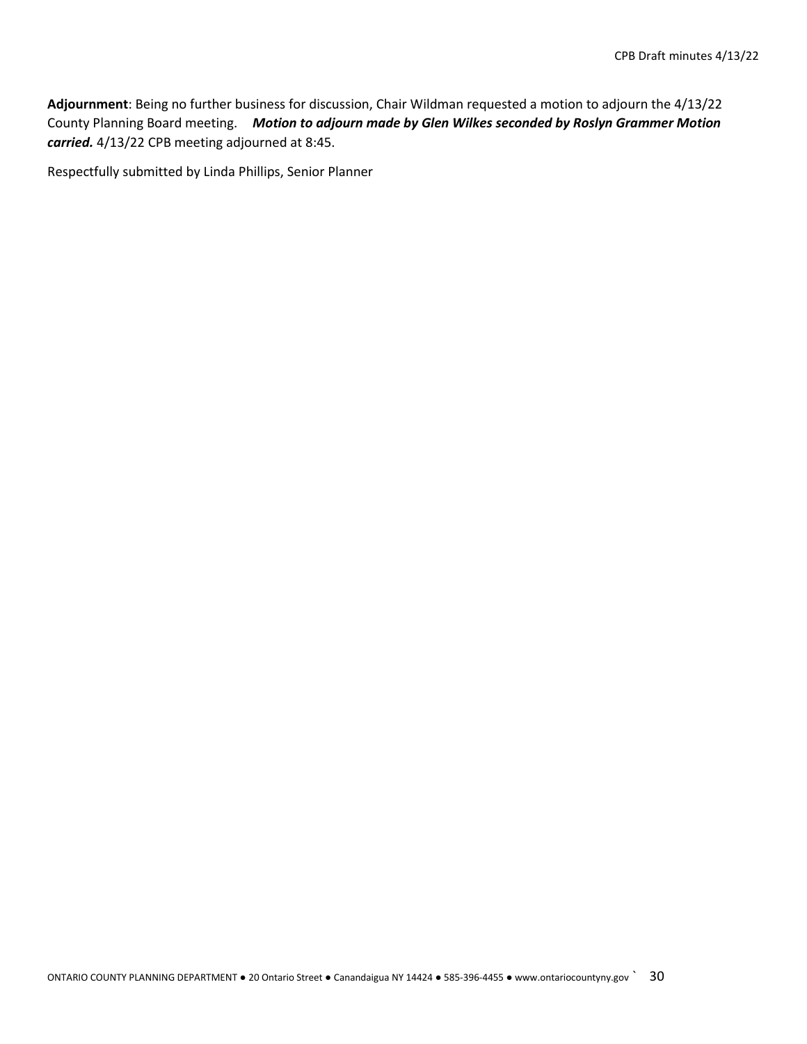**Adjournment**: Being no further business for discussion, Chair Wildman requested a motion to adjourn the 4/13/22 County Planning Board meeting. ***Motion to adjourn made by Glen Wilkes seconded by Roslyn Grammer Motion carried.*** 4/13/22 CPB meeting adjourned at 8:45.

Respectfully submitted by Linda Phillips, Senior Planner